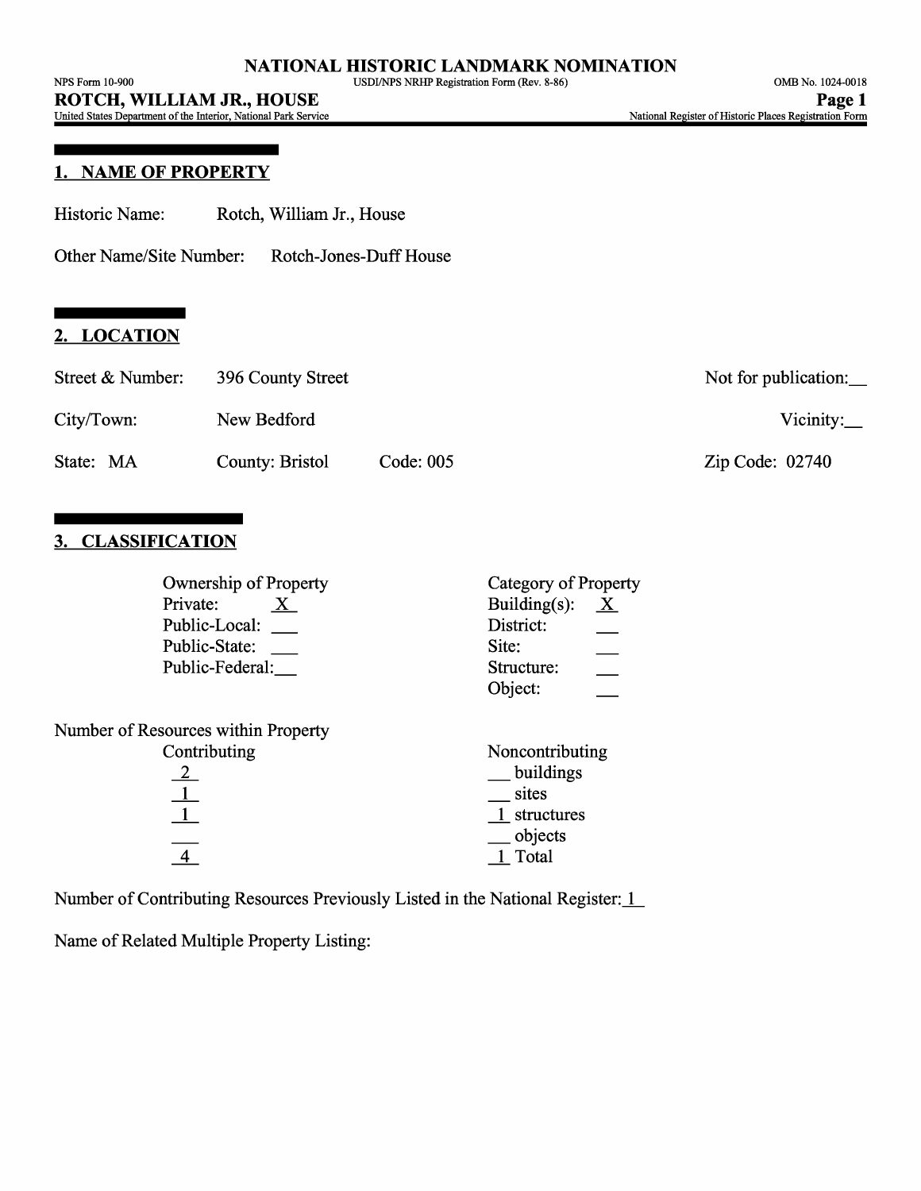## 1. NAME OF PROPERTY

Historic Name: Rotch, William Jr., House

Other Name/Site Number: Rotch-Jones-Duff House

## 2. LOCATION

Street & Number: 396 County Street

Not for publication:__

City/Town: New Bedford

Vicinity:__

State: MA County: Bristol Code: 005

Zip Code: 02740

## 3. CLASSIFICATION

| Ownership of Property | | Category of Property | |
|---|---|---|---|
| Private: | X | Building(s): | X |
| Public-Local: | ___ | District: | ___ |
| Public-State: | ___ | Site: | ___ |
| Public-Federal: | ___ | Structure: | ___ |
| | | Object: | ___ |

Number of Resources within Property

| Contributing | Noncontributing | |
|---|---|---|
| 2 | ___ | buildings |
| 1 | ___ | sites |
| 1 | 1 | structures |
| ___ | ___ | objects |
| 4 | 1 | Total |

Number of Contributing Resources Previously Listed in the National Register: 1

Name of Related Multiple Property Listing: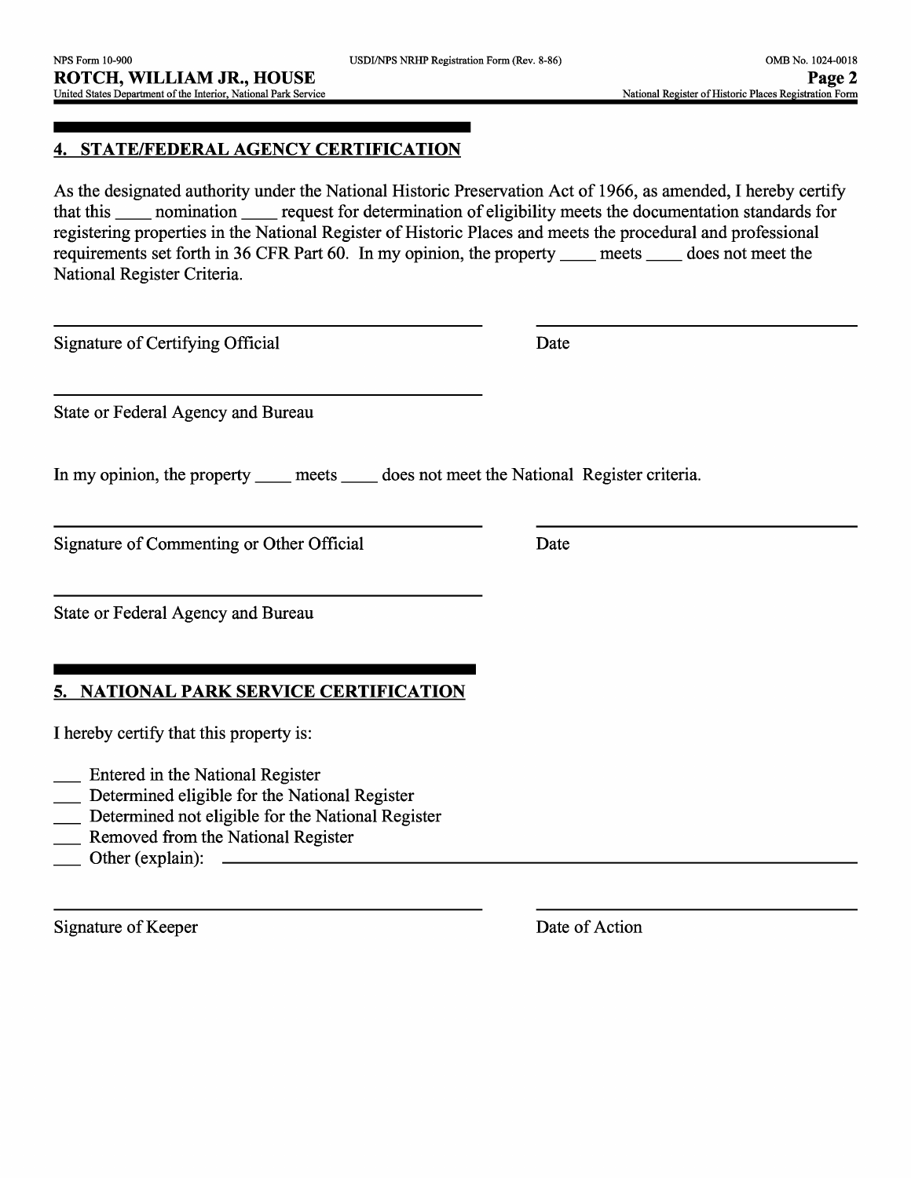## 4. STATE/FEDERAL AGENCY CERTIFICATION

As the designated authority under the National Historic Preservation Act of 1966, as amended, I hereby certify that this ____ nomination ____ request for determination of eligibility meets the documentation standards for registering properties in the National Register of Historic Places and meets the procedural and professional requirements set forth in 36 CFR Part 60. In my opinion, the property ____ meets ____ does not meet the National Register Criteria.

Signature of Certifying Official — Date

State or Federal Agency and Bureau

In my opinion, the property ____ meets ____ does not meet the National Register criteria.

Signature of Commenting or Other Official — Date

State or Federal Agency and Bureau

## 5. NATIONAL PARK SERVICE CERTIFICATION

I hereby certify that this property is:

- ___ Entered in the National Register
- ___ Determined eligible for the National Register
- ___ Determined not eligible for the National Register
- ___ Removed from the National Register
- ___ Other (explain): ____________________

Signature of Keeper — Date of Action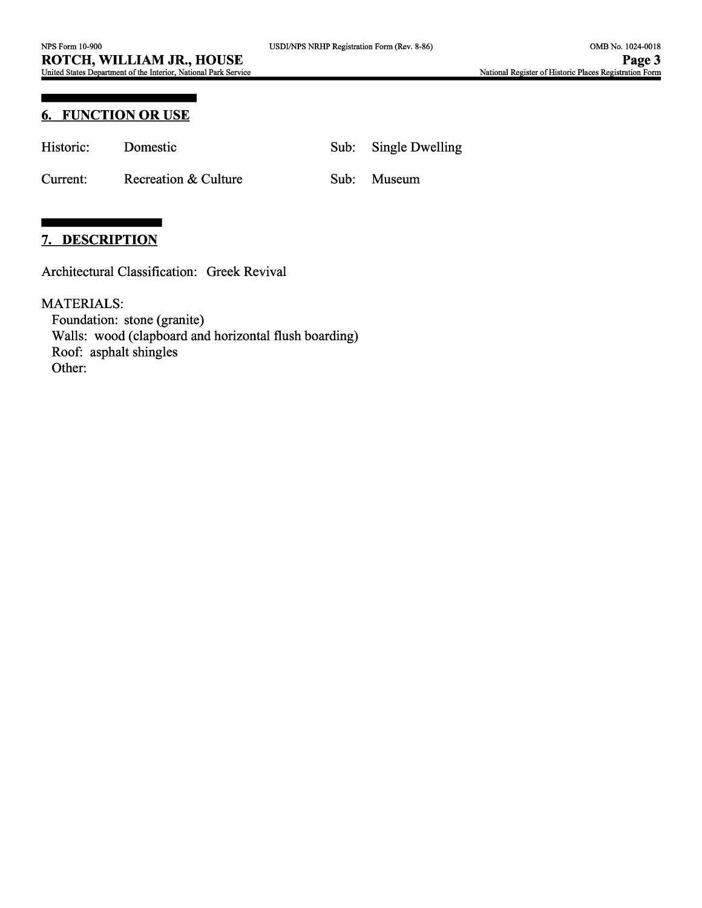## 6. FUNCTION OR USE

| | | | |
|---|---|---|---|
| Historic: | Domestic | Sub: | Single Dwelling |
| Current: | Recreation & Culture | Sub: | Museum |

## 7. DESCRIPTION

Architectural Classification: Greek Revival

MATERIALS:
- Foundation: stone (granite)
- Walls: wood (clapboard and horizontal flush boarding)
- Roof: asphalt shingles
- Other: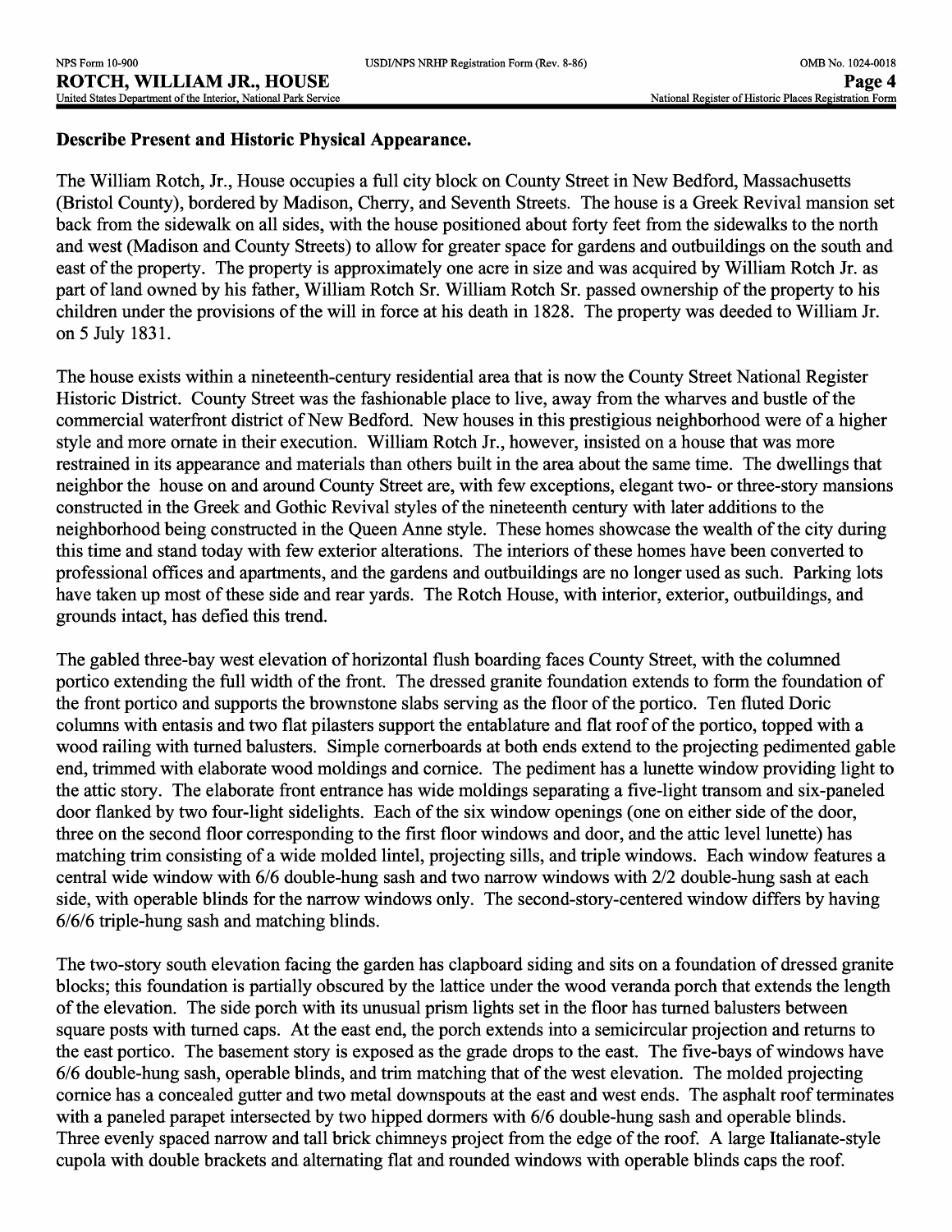**Describe Present and Historic Physical Appearance.**

The William Rotch, Jr., House occupies a full city block on County Street in New Bedford, Massachusetts (Bristol County), bordered by Madison, Cherry, and Seventh Streets. The house is a Greek Revival mansion set back from the sidewalk on all sides, with the house positioned about forty feet from the sidewalks to the north and west (Madison and County Streets) to allow for greater space for gardens and outbuildings on the south and east of the property. The property is approximately one acre in size and was acquired by William Rotch Jr. as part of land owned by his father, William Rotch Sr. William Rotch Sr. passed ownership of the property to his children under the provisions of the will in force at his death in 1828. The property was deeded to William Jr. on 5 July 1831.

The house exists within a nineteenth-century residential area that is now the County Street National Register Historic District. County Street was the fashionable place to live, away from the wharves and bustle of the commercial waterfront district of New Bedford. New houses in this prestigious neighborhood were of a higher style and more ornate in their execution. William Rotch Jr., however, insisted on a house that was more restrained in its appearance and materials than others built in the area about the same time. The dwellings that neighbor the house on and around County Street are, with few exceptions, elegant two- or three-story mansions constructed in the Greek and Gothic Revival styles of the nineteenth century with later additions to the neighborhood being constructed in the Queen Anne style. These homes showcase the wealth of the city during this time and stand today with few exterior alterations. The interiors of these homes have been converted to professional offices and apartments, and the gardens and outbuildings are no longer used as such. Parking lots have taken up most of these side and rear yards. The Rotch House, with interior, exterior, outbuildings, and grounds intact, has defied this trend.

The gabled three-bay west elevation of horizontal flush boarding faces County Street, with the columned portico extending the full width of the front. The dressed granite foundation extends to form the foundation of the front portico and supports the brownstone slabs serving as the floor of the portico. Ten fluted Doric columns with entasis and two flat pilasters support the entablature and flat roof of the portico, topped with a wood railing with turned balusters. Simple cornerboards at both ends extend to the projecting pedimented gable end, trimmed with elaborate wood moldings and cornice. The pediment has a lunette window providing light to the attic story. The elaborate front entrance has wide moldings separating a five-light transom and six-paneled door flanked by two four-light sidelights. Each of the six window openings (one on either side of the door, three on the second floor corresponding to the first floor windows and door, and the attic level lunette) has matching trim consisting of a wide molded lintel, projecting sills, and triple windows. Each window features a central wide window with 6/6 double-hung sash and two narrow windows with 2/2 double-hung sash at each side, with operable blinds for the narrow windows only. The second-story-centered window differs by having 6/6/6 triple-hung sash and matching blinds.

The two-story south elevation facing the garden has clapboard siding and sits on a foundation of dressed granite blocks; this foundation is partially obscured by the lattice under the wood veranda porch that extends the length of the elevation. The side porch with its unusual prism lights set in the floor has turned balusters between square posts with turned caps. At the east end, the porch extends into a semicircular projection and returns to the east portico. The basement story is exposed as the grade drops to the east. The five-bays of windows have 6/6 double-hung sash, operable blinds, and trim matching that of the west elevation. The molded projecting cornice has a concealed gutter and two metal downspouts at the east and west ends. The asphalt roof terminates with a paneled parapet intersected by two hipped dormers with 6/6 double-hung sash and operable blinds. Three evenly spaced narrow and tall brick chimneys project from the edge of the roof. A large Italianate-style cupola with double brackets and alternating flat and rounded windows with operable blinds caps the roof.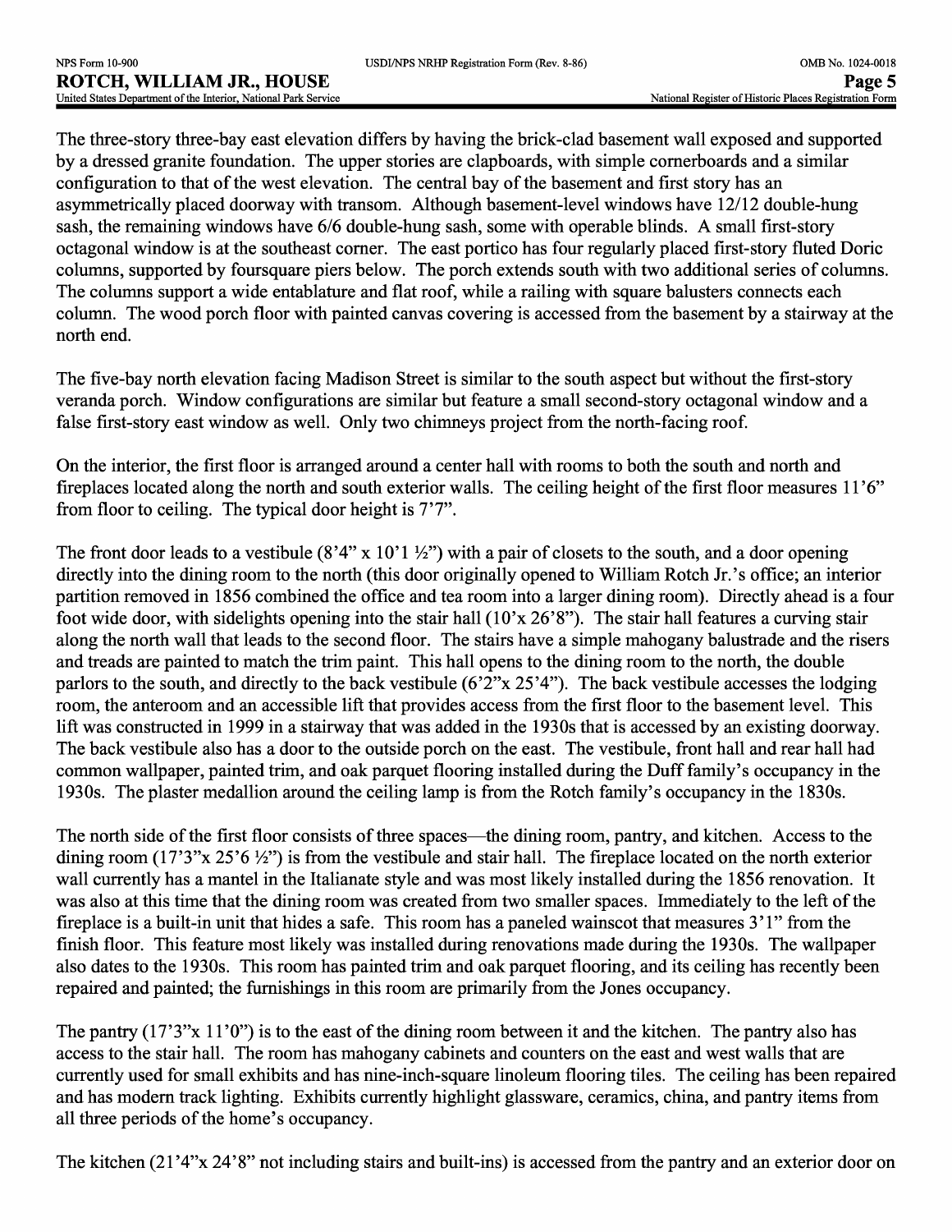The three-story three-bay east elevation differs by having the brick-clad basement wall exposed and supported by a dressed granite foundation. The upper stories are clapboards, with simple cornerboards and a similar configuration to that of the west elevation. The central bay of the basement and first story has an asymmetrically placed doorway with transom. Although basement-level windows have 12/12 double-hung sash, the remaining windows have 6/6 double-hung sash, some with operable blinds. A small first-story octagonal window is at the southeast corner. The east portico has four regularly placed first-story fluted Doric columns, supported by foursquare piers below. The porch extends south with two additional series of columns. The columns support a wide entablature and flat roof, while a railing with square balusters connects each column. The wood porch floor with painted canvas covering is accessed from the basement by a stairway at the north end.

The five-bay north elevation facing Madison Street is similar to the south aspect but without the first-story veranda porch. Window configurations are similar but feature a small second-story octagonal window and a false first-story east window as well. Only two chimneys project from the north-facing roof.

On the interior, the first floor is arranged around a center hall with rooms to both the south and north and fireplaces located along the north and south exterior walls. The ceiling height of the first floor measures 11'6" from floor to ceiling. The typical door height is 7'7".

The front door leads to a vestibule (8'4" x 10'1 ½") with a pair of closets to the south, and a door opening directly into the dining room to the north (this door originally opened to William Rotch Jr.'s office; an interior partition removed in 1856 combined the office and tea room into a larger dining room). Directly ahead is a four foot wide door, with sidelights opening into the stair hall (10'x 26'8"). The stair hall features a curving stair along the north wall that leads to the second floor. The stairs have a simple mahogany balustrade and the risers and treads are painted to match the trim paint. This hall opens to the dining room to the north, the double parlors to the south, and directly to the back vestibule (6'2"x 25'4"). The back vestibule accesses the lodging room, the anteroom and an accessible lift that provides access from the first floor to the basement level. This lift was constructed in 1999 in a stairway that was added in the 1930s that is accessed by an existing doorway. The back vestibule also has a door to the outside porch on the east. The vestibule, front hall and rear hall had common wallpaper, painted trim, and oak parquet flooring installed during the Duff family's occupancy in the 1930s. The plaster medallion around the ceiling lamp is from the Rotch family's occupancy in the 1830s.

The north side of the first floor consists of three spaces—the dining room, pantry, and kitchen. Access to the dining room (17'3"x 25'6 ½") is from the vestibule and stair hall. The fireplace located on the north exterior wall currently has a mantel in the Italianate style and was most likely installed during the 1856 renovation. It was also at this time that the dining room was created from two smaller spaces. Immediately to the left of the fireplace is a built-in unit that hides a safe. This room has a paneled wainscot that measures 3'1" from the finish floor. This feature most likely was installed during renovations made during the 1930s. The wallpaper also dates to the 1930s. This room has painted trim and oak parquet flooring, and its ceiling has recently been repaired and painted; the furnishings in this room are primarily from the Jones occupancy.

The pantry (17'3"x 11'0") is to the east of the dining room between it and the kitchen. The pantry also has access to the stair hall. The room has mahogany cabinets and counters on the east and west walls that are currently used for small exhibits and has nine-inch-square linoleum flooring tiles. The ceiling has been repaired and has modern track lighting. Exhibits currently highlight glassware, ceramics, china, and pantry items from all three periods of the home's occupancy.

The kitchen (21'4"x 24'8" not including stairs and built-ins) is accessed from the pantry and an exterior door on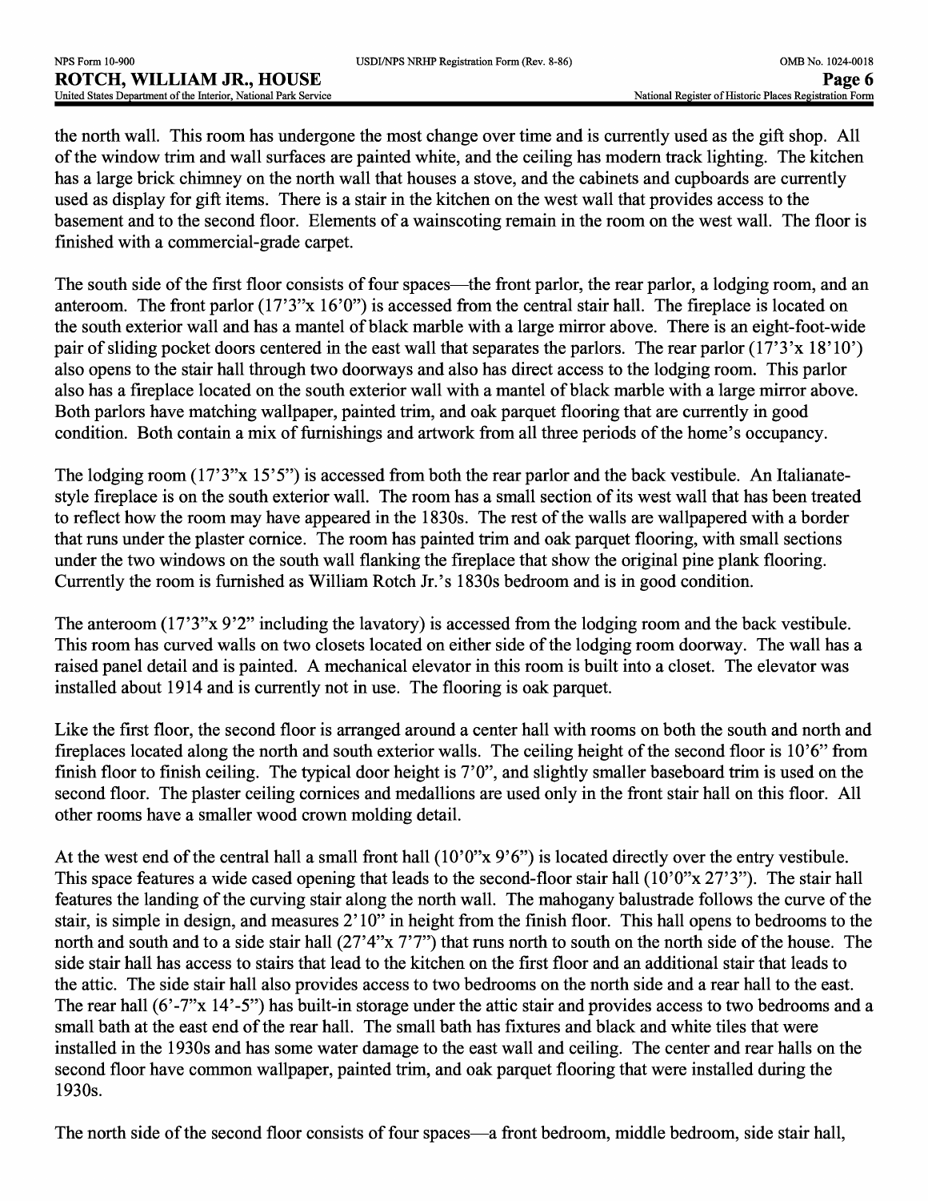the north wall. This room has undergone the most change over time and is currently used as the gift shop. All of the window trim and wall surfaces are painted white, and the ceiling has modern track lighting. The kitchen has a large brick chimney on the north wall that houses a stove, and the cabinets and cupboards are currently used as display for gift items. There is a stair in the kitchen on the west wall that provides access to the basement and to the second floor. Elements of a wainscoting remain in the room on the west wall. The floor is finished with a commercial-grade carpet.

The south side of the first floor consists of four spaces—the front parlor, the rear parlor, a lodging room, and an anteroom. The front parlor (17'3"x 16'0") is accessed from the central stair hall. The fireplace is located on the south exterior wall and has a mantel of black marble with a large mirror above. There is an eight-foot-wide pair of sliding pocket doors centered in the east wall that separates the parlors. The rear parlor (17'3'x 18'10') also opens to the stair hall through two doorways and also has direct access to the lodging room. This parlor also has a fireplace located on the south exterior wall with a mantel of black marble with a large mirror above. Both parlors have matching wallpaper, painted trim, and oak parquet flooring that are currently in good condition. Both contain a mix of furnishings and artwork from all three periods of the home's occupancy.

The lodging room (17'3"x 15'5") is accessed from both the rear parlor and the back vestibule. An Italianate-style fireplace is on the south exterior wall. The room has a small section of its west wall that has been treated to reflect how the room may have appeared in the 1830s. The rest of the walls are wallpapered with a border that runs under the plaster cornice. The room has painted trim and oak parquet flooring, with small sections under the two windows on the south wall flanking the fireplace that show the original pine plank flooring. Currently the room is furnished as William Rotch Jr.'s 1830s bedroom and is in good condition.

The anteroom (17'3"x 9'2" including the lavatory) is accessed from the lodging room and the back vestibule. This room has curved walls on two closets located on either side of the lodging room doorway. The wall has a raised panel detail and is painted. A mechanical elevator in this room is built into a closet. The elevator was installed about 1914 and is currently not in use. The flooring is oak parquet.

Like the first floor, the second floor is arranged around a center hall with rooms on both the south and north and fireplaces located along the north and south exterior walls. The ceiling height of the second floor is 10'6" from finish floor to finish ceiling. The typical door height is 7'0", and slightly smaller baseboard trim is used on the second floor. The plaster ceiling cornices and medallions are used only in the front stair hall on this floor. All other rooms have a smaller wood crown molding detail.

At the west end of the central hall a small front hall (10'0"x 9'6") is located directly over the entry vestibule. This space features a wide cased opening that leads to the second-floor stair hall (10'0"x 27'3"). The stair hall features the landing of the curving stair along the north wall. The mahogany balustrade follows the curve of the stair, is simple in design, and measures 2'10" in height from the finish floor. This hall opens to bedrooms to the north and south and to a side stair hall (27'4"x 7'7") that runs north to south on the north side of the house. The side stair hall has access to stairs that lead to the kitchen on the first floor and an additional stair that leads to the attic. The side stair hall also provides access to two bedrooms on the north side and a rear hall to the east. The rear hall (6'-7"x 14'-5") has built-in storage under the attic stair and provides access to two bedrooms and a small bath at the east end of the rear hall. The small bath has fixtures and black and white tiles that were installed in the 1930s and has some water damage to the east wall and ceiling. The center and rear halls on the second floor have common wallpaper, painted trim, and oak parquet flooring that were installed during the 1930s.

The north side of the second floor consists of four spaces—a front bedroom, middle bedroom, side stair hall,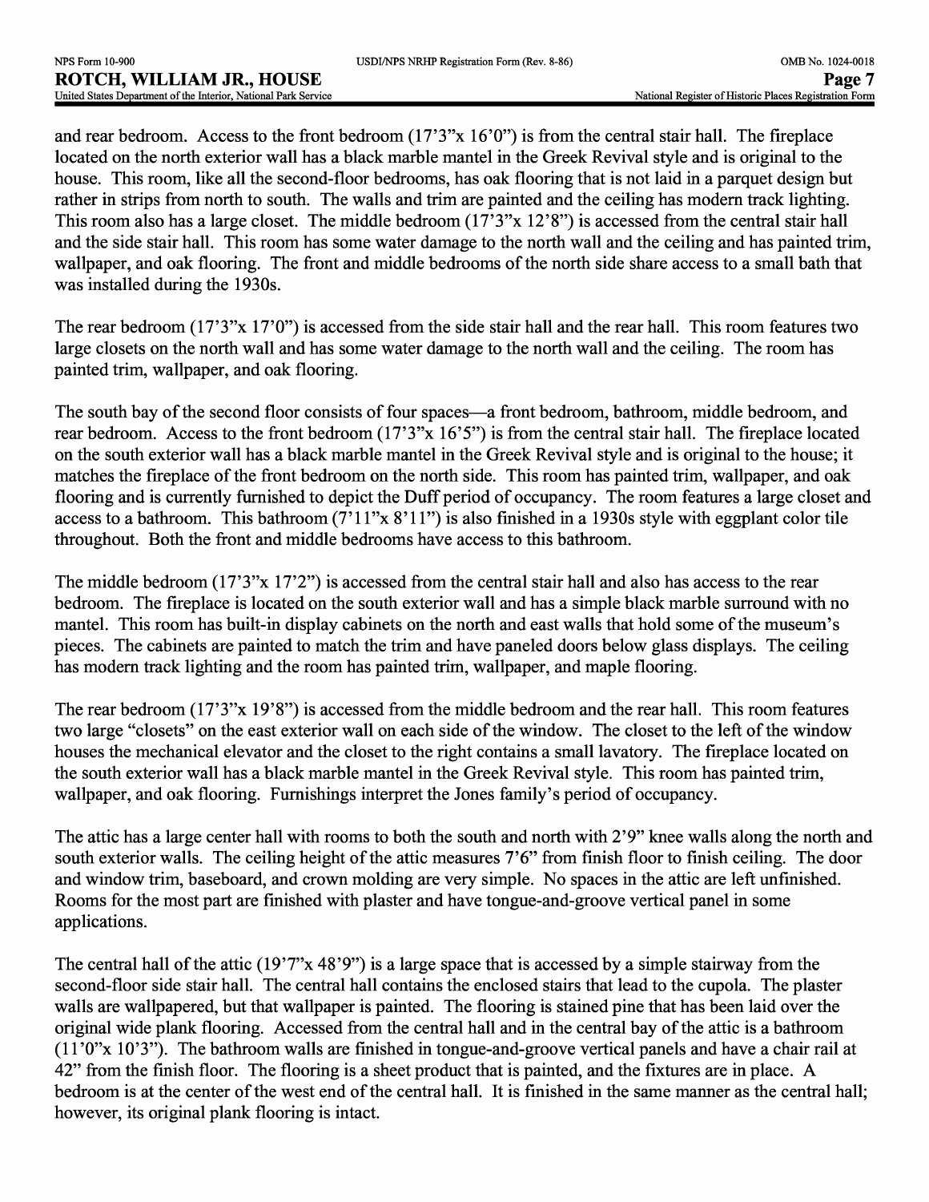and rear bedroom. Access to the front bedroom (17'3"x 16'0") is from the central stair hall. The fireplace located on the north exterior wall has a black marble mantel in the Greek Revival style and is original to the house. This room, like all the second-floor bedrooms, has oak flooring that is not laid in a parquet design but rather in strips from north to south. The walls and trim are painted and the ceiling has modern track lighting. This room also has a large closet. The middle bedroom (17'3"x 12'8") is accessed from the central stair hall and the side stair hall. This room has some water damage to the north wall and the ceiling and has painted trim, wallpaper, and oak flooring. The front and middle bedrooms of the north side share access to a small bath that was installed during the 1930s.

The rear bedroom (17'3"x 17'0") is accessed from the side stair hall and the rear hall. This room features two large closets on the north wall and has some water damage to the north wall and the ceiling. The room has painted trim, wallpaper, and oak flooring.

The south bay of the second floor consists of four spaces—a front bedroom, bathroom, middle bedroom, and rear bedroom. Access to the front bedroom (17'3"x 16'5") is from the central stair hall. The fireplace located on the south exterior wall has a black marble mantel in the Greek Revival style and is original to the house; it matches the fireplace of the front bedroom on the north side. This room has painted trim, wallpaper, and oak flooring and is currently furnished to depict the Duff period of occupancy. The room features a large closet and access to a bathroom. This bathroom (7'11"x 8'11") is also finished in a 1930s style with eggplant color tile throughout. Both the front and middle bedrooms have access to this bathroom.

The middle bedroom (17'3"x 17'2") is accessed from the central stair hall and also has access to the rear bedroom. The fireplace is located on the south exterior wall and has a simple black marble surround with no mantel. This room has built-in display cabinets on the north and east walls that hold some of the museum's pieces. The cabinets are painted to match the trim and have paneled doors below glass displays. The ceiling has modern track lighting and the room has painted trim, wallpaper, and maple flooring.

The rear bedroom (17'3"x 19'8") is accessed from the middle bedroom and the rear hall. This room features two large "closets" on the east exterior wall on each side of the window. The closet to the left of the window houses the mechanical elevator and the closet to the right contains a small lavatory. The fireplace located on the south exterior wall has a black marble mantel in the Greek Revival style. This room has painted trim, wallpaper, and oak flooring. Furnishings interpret the Jones family's period of occupancy.

The attic has a large center hall with rooms to both the south and north with 2'9" knee walls along the north and south exterior walls. The ceiling height of the attic measures 7'6" from finish floor to finish ceiling. The door and window trim, baseboard, and crown molding are very simple. No spaces in the attic are left unfinished. Rooms for the most part are finished with plaster and have tongue-and-groove vertical panel in some applications.

The central hall of the attic (19'7"x 48'9") is a large space that is accessed by a simple stairway from the second-floor side stair hall. The central hall contains the enclosed stairs that lead to the cupola. The plaster walls are wallpapered, but that wallpaper is painted. The flooring is stained pine that has been laid over the original wide plank flooring. Accessed from the central hall and in the central bay of the attic is a bathroom (11'0"x 10'3"). The bathroom walls are finished in tongue-and-groove vertical panels and have a chair rail at 42" from the finish floor. The flooring is a sheet product that is painted, and the fixtures are in place. A bedroom is at the center of the west end of the central hall. It is finished in the same manner as the central hall; however, its original plank flooring is intact.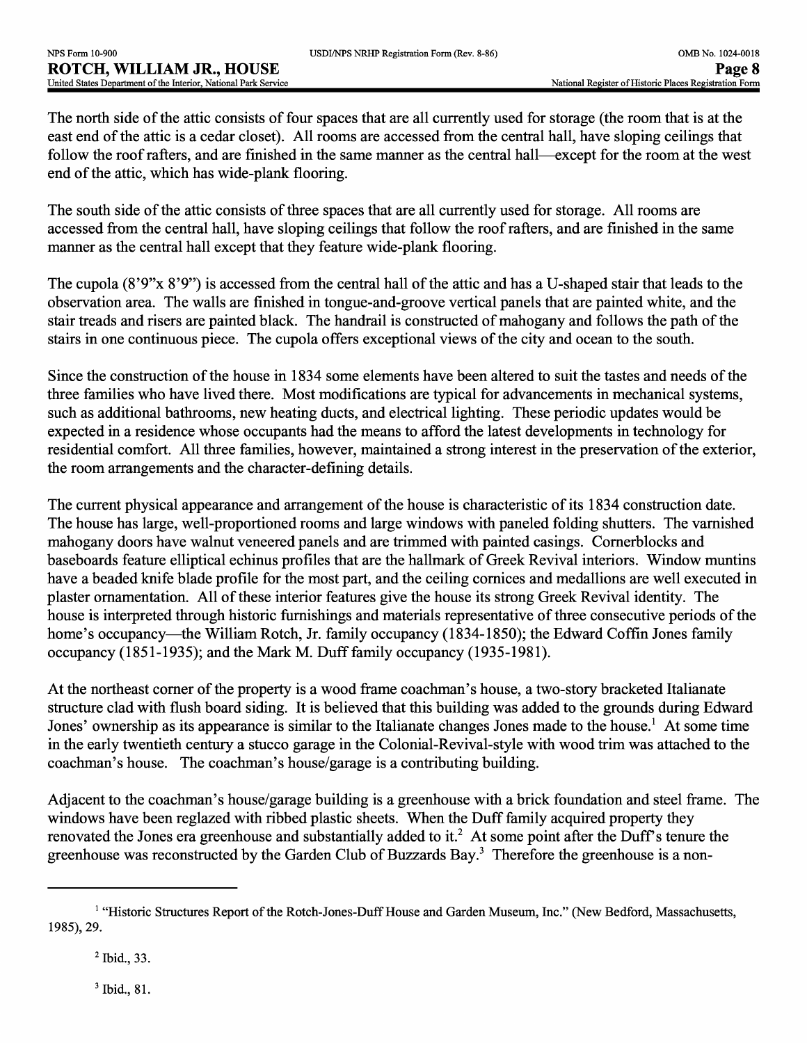The north side of the attic consists of four spaces that are all currently used for storage (the room that is at the east end of the attic is a cedar closet). All rooms are accessed from the central hall, have sloping ceilings that follow the roof rafters, and are finished in the same manner as the central hall—except for the room at the west end of the attic, which has wide-plank flooring.

The south side of the attic consists of three spaces that are all currently used for storage. All rooms are accessed from the central hall, have sloping ceilings that follow the roof rafters, and are finished in the same manner as the central hall except that they feature wide-plank flooring.

The cupola (8'9"x 8'9") is accessed from the central hall of the attic and has a U-shaped stair that leads to the observation area. The walls are finished in tongue-and-groove vertical panels that are painted white, and the stair treads and risers are painted black. The handrail is constructed of mahogany and follows the path of the stairs in one continuous piece. The cupola offers exceptional views of the city and ocean to the south.

Since the construction of the house in 1834 some elements have been altered to suit the tastes and needs of the three families who have lived there. Most modifications are typical for advancements in mechanical systems, such as additional bathrooms, new heating ducts, and electrical lighting. These periodic updates would be expected in a residence whose occupants had the means to afford the latest developments in technology for residential comfort. All three families, however, maintained a strong interest in the preservation of the exterior, the room arrangements and the character-defining details.

The current physical appearance and arrangement of the house is characteristic of its 1834 construction date. The house has large, well-proportioned rooms and large windows with paneled folding shutters. The varnished mahogany doors have walnut veneered panels and are trimmed with painted casings. Cornerblocks and baseboards feature elliptical echinus profiles that are the hallmark of Greek Revival interiors. Window muntins have a beaded knife blade profile for the most part, and the ceiling cornices and medallions are well executed in plaster ornamentation. All of these interior features give the house its strong Greek Revival identity. The house is interpreted through historic furnishings and materials representative of three consecutive periods of the home's occupancy—the William Rotch, Jr. family occupancy (1834-1850); the Edward Coffin Jones family occupancy (1851-1935); and the Mark M. Duff family occupancy (1935-1981).

At the northeast corner of the property is a wood frame coachman's house, a two-story bracketed Italianate structure clad with flush board siding. It is believed that this building was added to the grounds during Edward Jones' ownership as its appearance is similar to the Italianate changes Jones made to the house.[1] At some time in the early twentieth century a stucco garage in the Colonial-Revival-style with wood trim was attached to the coachman's house. The coachman's house/garage is a contributing building.

Adjacent to the coachman's house/garage building is a greenhouse with a brick foundation and steel frame. The windows have been reglazed with ribbed plastic sheets. When the Duff family acquired property they renovated the Jones era greenhouse and substantially added to it.[2] At some point after the Duff's tenure the greenhouse was reconstructed by the Garden Club of Buzzards Bay.[3] Therefore the greenhouse is a non-

---

[1] "Historic Structures Report of the Rotch-Jones-Duff House and Garden Museum, Inc." (New Bedford, Massachusetts, 1985), 29.

[2] Ibid., 33.

[3] Ibid., 81.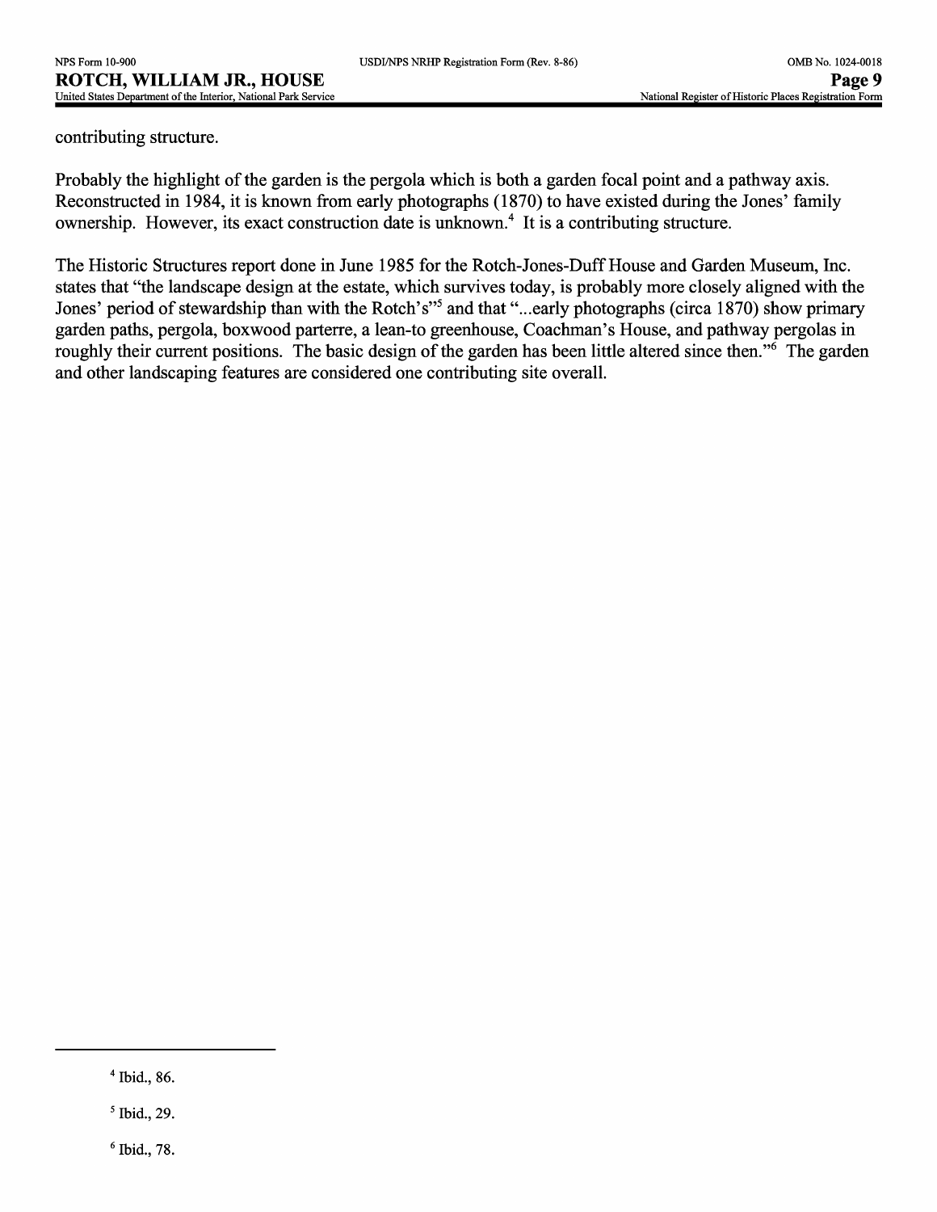contributing structure.

Probably the highlight of the garden is the pergola which is both a garden focal point and a pathway axis. Reconstructed in 1984, it is known from early photographs (1870) to have existed during the Jones' family ownership. However, its exact construction date is unknown.[4] It is a contributing structure.

The Historic Structures report done in June 1985 for the Rotch-Jones-Duff House and Garden Museum, Inc. states that "the landscape design at the estate, which survives today, is probably more closely aligned with the Jones' period of stewardship than with the Rotch's"[5] and that "...early photographs (circa 1870) show primary garden paths, pergola, boxwood parterre, a lean-to greenhouse, Coachman's House, and pathway pergolas in roughly their current positions. The basic design of the garden has been little altered since then."[6] The garden and other landscaping features are considered one contributing site overall.

---

[4] Ibid., 86.

[5] Ibid., 29.

[6] Ibid., 78.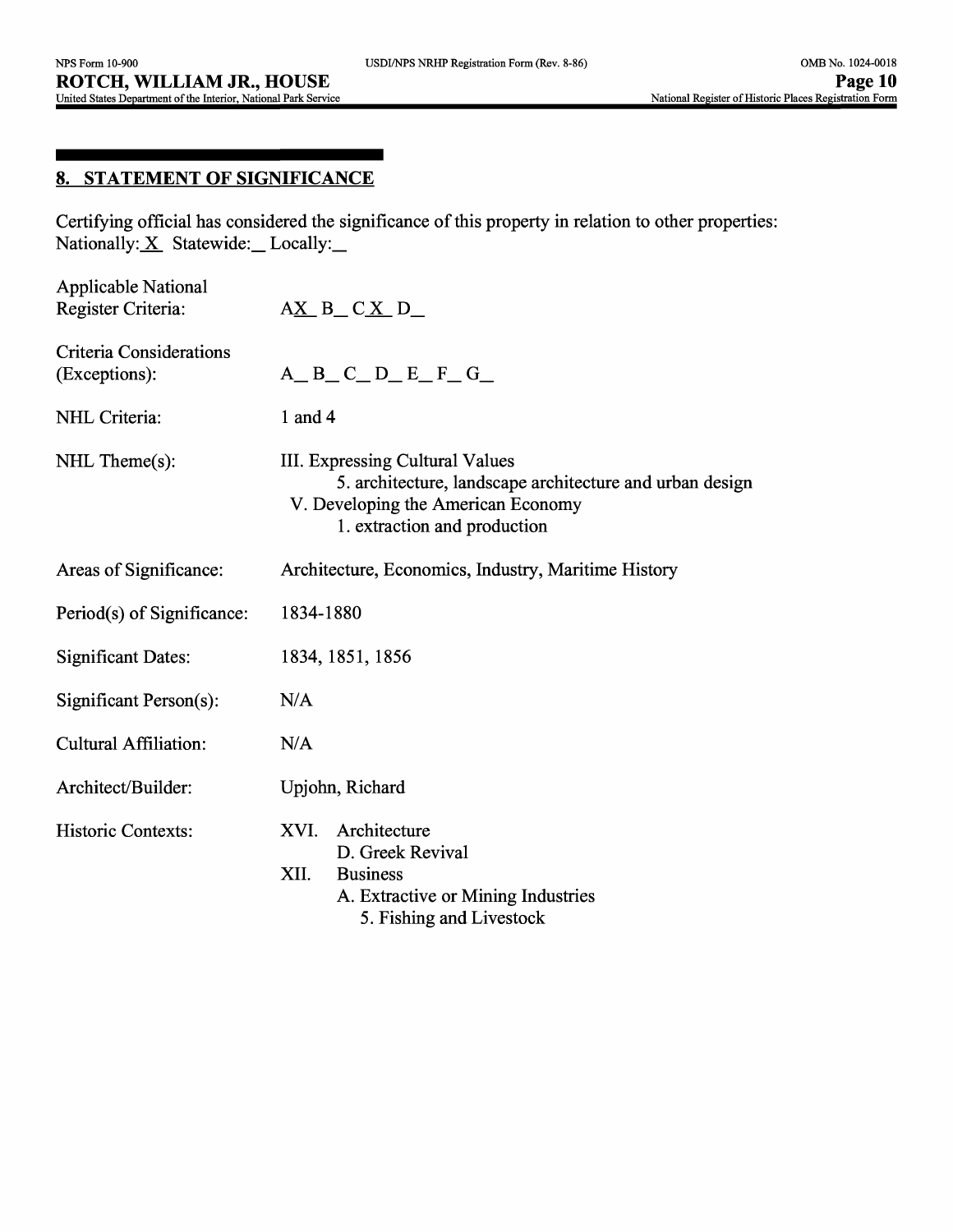## 8. STATEMENT OF SIGNIFICANCE

Certifying official has considered the significance of this property in relation to other properties:
Nationally: X  Statewide: _ Locally: _

| | |
|---|---|
| Applicable National Register Criteria: | A X  B _  C X  D _ |
| Criteria Considerations (Exceptions): | A _ B _ C _ D _ E _ F _ G _ |
| NHL Criteria: | 1 and 4 |
| NHL Theme(s): | III. Expressing Cultural Values<br>5. architecture, landscape architecture and urban design<br>V. Developing the American Economy<br>1. extraction and production |
| Areas of Significance: | Architecture, Economics, Industry, Maritime History |
| Period(s) of Significance: | 1834-1880 |
| Significant Dates: | 1834, 1851, 1856 |
| Significant Person(s): | N/A |
| Cultural Affiliation: | N/A |
| Architect/Builder: | Upjohn, Richard |
| Historic Contexts: | XVI. Architecture<br>D. Greek Revival<br>XII. Business<br>A. Extractive or Mining Industries<br>5. Fishing and Livestock |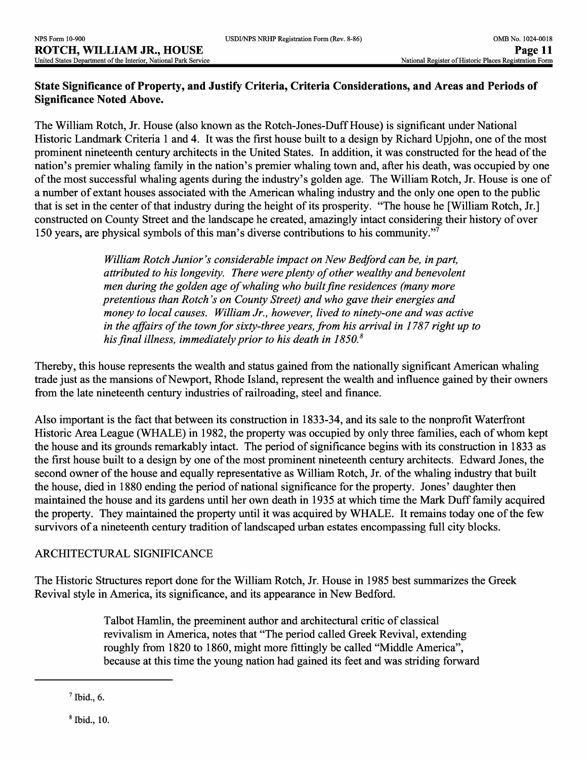**State Significance of Property, and Justify Criteria, Criteria Considerations, and Areas and Periods of Significance Noted Above.**

The William Rotch, Jr. House (also known as the Rotch-Jones-Duff House) is significant under National Historic Landmark Criteria 1 and 4. It was the first house built to a design by Richard Upjohn, one of the most prominent nineteenth century architects in the United States. In addition, it was constructed for the head of the nation's premier whaling family in the nation's premier whaling town and, after his death, was occupied by one of the most successful whaling agents during the industry's golden age. The William Rotch, Jr. House is one of a number of extant houses associated with the American whaling industry and the only one open to the public that is set in the center of that industry during the height of its prosperity. "The house he [William Rotch, Jr.] constructed on County Street and the landscape he created, amazingly intact considering their history of over 150 years, are physical symbols of this man's diverse contributions to his community."[7]

> *William Rotch Junior's considerable impact on New Bedford can be, in part, attributed to his longevity. There were plenty of other wealthy and benevolent men during the golden age of whaling who built fine residences (many more pretentious than Rotch's on County Street) and who gave their energies and money to local causes. William Jr., however, lived to ninety-one and was active in the affairs of the town for sixty-three years, from his arrival in 1787 right up to his final illness, immediately prior to his death in 1850.*[8]

Thereby, this house represents the wealth and status gained from the nationally significant American whaling trade just as the mansions of Newport, Rhode Island, represent the wealth and influence gained by their owners from the late nineteenth century industries of railroading, steel and finance.

Also important is the fact that between its construction in 1833-34, and its sale to the nonprofit Waterfront Historic Area League (WHALE) in 1982, the property was occupied by only three families, each of whom kept the house and its grounds remarkably intact. The period of significance begins with its construction in 1833 as the first house built to a design by one of the most prominent nineteenth century architects. Edward Jones, the second owner of the house and equally representative as William Rotch, Jr. of the whaling industry that built the house, died in 1880 ending the period of national significance for the property. Jones' daughter then maintained the house and its gardens until her own death in 1935 at which time the Mark Duff family acquired the property. They maintained the property until it was acquired by WHALE. It remains today one of the few survivors of a nineteenth century tradition of landscaped urban estates encompassing full city blocks.

ARCHITECTURAL SIGNIFICANCE

The Historic Structures report done for the William Rotch, Jr. House in 1985 best summarizes the Greek Revival style in America, its significance, and its appearance in New Bedford.

> Talbot Hamlin, the preeminent author and architectural critic of classical revivalism in America, notes that "The period called Greek Revival, extending roughly from 1820 to 1860, might more fittingly be called "Middle America", because at this time the young nation had gained its feet and was striding forward

---

[7] Ibid., 6.

[8] Ibid., 10.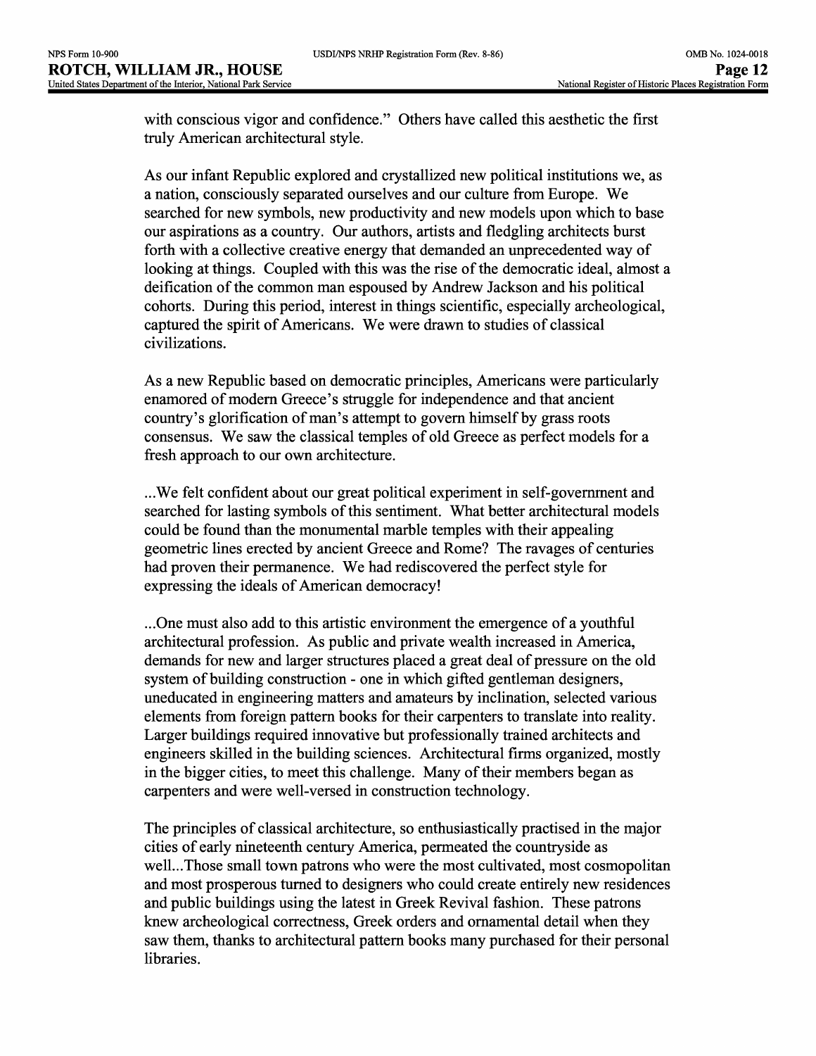with conscious vigor and confidence." Others have called this aesthetic the first truly American architectural style.

As our infant Republic explored and crystallized new political institutions we, as a nation, consciously separated ourselves and our culture from Europe. We searched for new symbols, new productivity and new models upon which to base our aspirations as a country. Our authors, artists and fledgling architects burst forth with a collective creative energy that demanded an unprecedented way of looking at things. Coupled with this was the rise of the democratic ideal, almost a deification of the common man espoused by Andrew Jackson and his political cohorts. During this period, interest in things scientific, especially archeological, captured the spirit of Americans. We were drawn to studies of classical civilizations.

As a new Republic based on democratic principles, Americans were particularly enamored of modern Greece's struggle for independence and that ancient country's glorification of man's attempt to govern himself by grass roots consensus. We saw the classical temples of old Greece as perfect models for a fresh approach to our own architecture.

...We felt confident about our great political experiment in self-government and searched for lasting symbols of this sentiment. What better architectural models could be found than the monumental marble temples with their appealing geometric lines erected by ancient Greece and Rome? The ravages of centuries had proven their permanence. We had rediscovered the perfect style for expressing the ideals of American democracy!

...One must also add to this artistic environment the emergence of a youthful architectural profession. As public and private wealth increased in America, demands for new and larger structures placed a great deal of pressure on the old system of building construction - one in which gifted gentleman designers, uneducated in engineering matters and amateurs by inclination, selected various elements from foreign pattern books for their carpenters to translate into reality. Larger buildings required innovative but professionally trained architects and engineers skilled in the building sciences. Architectural firms organized, mostly in the bigger cities, to meet this challenge. Many of their members began as carpenters and were well-versed in construction technology.

The principles of classical architecture, so enthusiastically practised in the major cities of early nineteenth century America, permeated the countryside as well...Those small town patrons who were the most cultivated, most cosmopolitan and most prosperous turned to designers who could create entirely new residences and public buildings using the latest in Greek Revival fashion. These patrons knew archeological correctness, Greek orders and ornamental detail when they saw them, thanks to architectural pattern books many purchased for their personal libraries.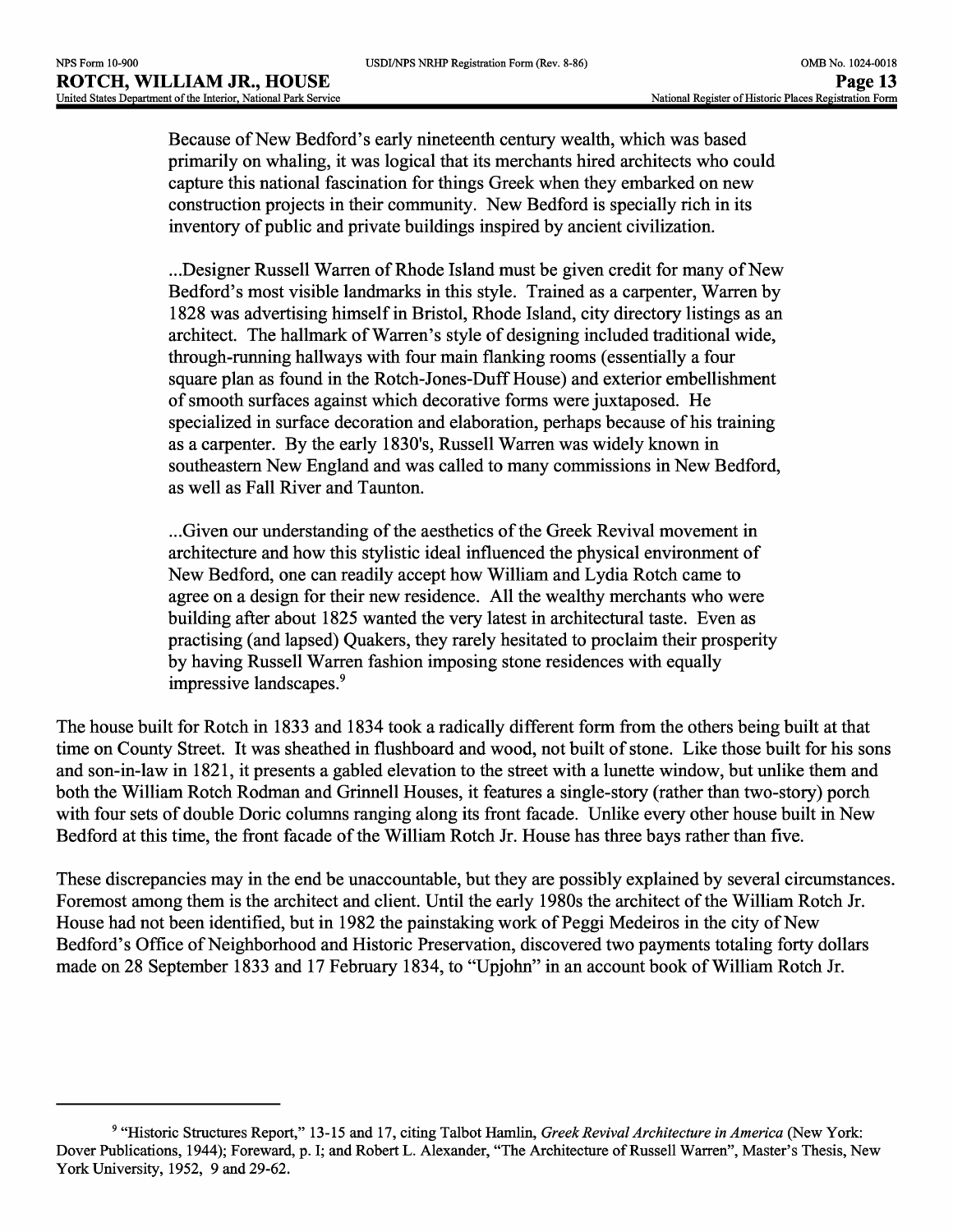> Because of New Bedford's early nineteenth century wealth, which was based primarily on whaling, it was logical that its merchants hired architects who could capture this national fascination for things Greek when they embarked on new construction projects in their community. New Bedford is specially rich in its inventory of public and private buildings inspired by ancient civilization.
>
> ...Designer Russell Warren of Rhode Island must be given credit for many of New Bedford's most visible landmarks in this style. Trained as a carpenter, Warren by 1828 was advertising himself in Bristol, Rhode Island, city directory listings as an architect. The hallmark of Warren's style of designing included traditional wide, through-running hallways with four main flanking rooms (essentially a four square plan as found in the Rotch-Jones-Duff House) and exterior embellishment of smooth surfaces against which decorative forms were juxtaposed. He specialized in surface decoration and elaboration, perhaps because of his training as a carpenter. By the early 1830's, Russell Warren was widely known in southeastern New England and was called to many commissions in New Bedford, as well as Fall River and Taunton.
>
> ...Given our understanding of the aesthetics of the Greek Revival movement in architecture and how this stylistic ideal influenced the physical environment of New Bedford, one can readily accept how William and Lydia Rotch came to agree on a design for their new residence. All the wealthy merchants who were building after about 1825 wanted the very latest in architectural taste. Even as practising (and lapsed) Quakers, they rarely hesitated to proclaim their prosperity by having Russell Warren fashion imposing stone residences with equally impressive landscapes.[9]

The house built for Rotch in 1833 and 1834 took a radically different form from the others being built at that time on County Street. It was sheathed in flushboard and wood, not built of stone. Like those built for his sons and son-in-law in 1821, it presents a gabled elevation to the street with a lunette window, but unlike them and both the William Rotch Rodman and Grinnell Houses, it features a single-story (rather than two-story) porch with four sets of double Doric columns ranging along its front facade. Unlike every other house built in New Bedford at this time, the front facade of the William Rotch Jr. House has three bays rather than five.

These discrepancies may in the end be unaccountable, but they are possibly explained by several circumstances. Foremost among them is the architect and client. Until the early 1980s the architect of the William Rotch Jr. House had not been identified, but in 1982 the painstaking work of Peggi Medeiros in the city of New Bedford's Office of Neighborhood and Historic Preservation, discovered two payments totaling forty dollars made on 28 September 1833 and 17 February 1834, to "Upjohn" in an account book of William Rotch Jr.

---

[9] "Historic Structures Report," 13-15 and 17, citing Talbot Hamlin, *Greek Revival Architecture in America* (New York: Dover Publications, 1944); Foreward, p. I; and Robert L. Alexander, "The Architecture of Russell Warren", Master's Thesis, New York University, 1952, 9 and 29-62.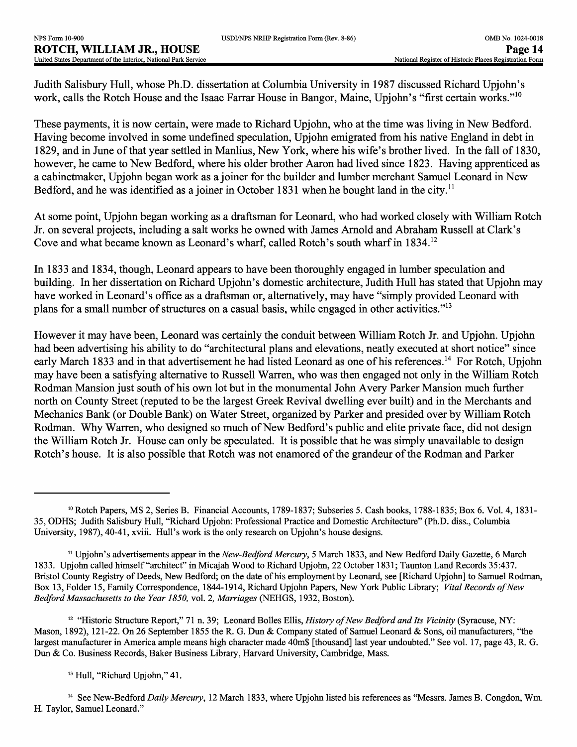Judith Salisbury Hull, whose Ph.D. dissertation at Columbia University in 1987 discussed Richard Upjohn's work, calls the Rotch House and the Isaac Farrar House in Bangor, Maine, Upjohn's "first certain works."[10]

These payments, it is now certain, were made to Richard Upjohn, who at the time was living in New Bedford. Having become involved in some undefined speculation, Upjohn emigrated from his native England in debt in 1829, and in June of that year settled in Manlius, New York, where his wife's brother lived. In the fall of 1830, however, he came to New Bedford, where his older brother Aaron had lived since 1823. Having apprenticed as a cabinetmaker, Upjohn began work as a joiner for the builder and lumber merchant Samuel Leonard in New Bedford, and he was identified as a joiner in October 1831 when he bought land in the city.[11]

At some point, Upjohn began working as a draftsman for Leonard, who had worked closely with William Rotch Jr. on several projects, including a salt works he owned with James Arnold and Abraham Russell at Clark's Cove and what became known as Leonard's wharf, called Rotch's south wharf in 1834.[12]

In 1833 and 1834, though, Leonard appears to have been thoroughly engaged in lumber speculation and building. In her dissertation on Richard Upjohn's domestic architecture, Judith Hull has stated that Upjohn may have worked in Leonard's office as a draftsman or, alternatively, may have "simply provided Leonard with plans for a small number of structures on a casual basis, while engaged in other activities."[13]

However it may have been, Leonard was certainly the conduit between William Rotch Jr. and Upjohn. Upjohn had been advertising his ability to do "architectural plans and elevations, neatly executed at short notice" since early March 1833 and in that advertisement he had listed Leonard as one of his references.[14] For Rotch, Upjohn may have been a satisfying alternative to Russell Warren, who was then engaged not only in the William Rotch Rodman Mansion just south of his own lot but in the monumental John Avery Parker Mansion much further north on County Street (reputed to be the largest Greek Revival dwelling ever built) and in the Merchants and Mechanics Bank (or Double Bank) on Water Street, organized by Parker and presided over by William Rotch Rodman. Why Warren, who designed so much of New Bedford's public and elite private face, did not design the William Rotch Jr. House can only be speculated. It is possible that he was simply unavailable to design Rotch's house. It is also possible that Rotch was not enamored of the grandeur of the Rodman and Parker

---

[10] Rotch Papers, MS 2, Series B. Financial Accounts, 1789-1837; Subseries 5. Cash books, 1788-1835; Box 6. Vol. 4, 1831-35, ODHS; Judith Salisbury Hull, "Richard Upjohn: Professional Practice and Domestic Architecture" (Ph.D. diss., Columbia University, 1987), 40-41, xviii. Hull's work is the only research on Upjohn's house designs.

[11] Upjohn's advertisements appear in the *New-Bedford Mercury*, 5 March 1833, and New Bedford Daily Gazette, 6 March 1833. Upjohn called himself "architect" in Micajah Wood to Richard Upjohn, 22 October 1831; Taunton Land Records 35:437. Bristol County Registry of Deeds, New Bedford; on the date of his employment by Leonard, see [Richard Upjohn] to Samuel Rodman, Box 13, Folder 15, Family Correspondence, 1844-1914, Richard Upjohn Papers, New York Public Library; *Vital Records of New Bedford Massachusetts to the Year 1850,* vol. 2, *Marriages* (NEHGS, 1932, Boston).

[12] "Historic Structure Report," 71 n. 39; Leonard Bolles Ellis, *History of New Bedford and Its Vicinity* (Syracuse, NY: Mason, 1892), 121-22. On 26 September 1855 the R. G. Dun & Company stated of Samuel Leonard & Sons, oil manufacturers, "the largest manufacturer in America ample means high character made 40m$ [thousand] last year undoubted." See vol. 17, page 43, R. G. Dun & Co. Business Records, Baker Business Library, Harvard University, Cambridge, Mass.

[13] Hull, "Richard Upjohn," 41.

[14] See New-Bedford *Daily Mercury*, 12 March 1833, where Upjohn listed his references as "Messrs. James B. Congdon, Wm. H. Taylor, Samuel Leonard."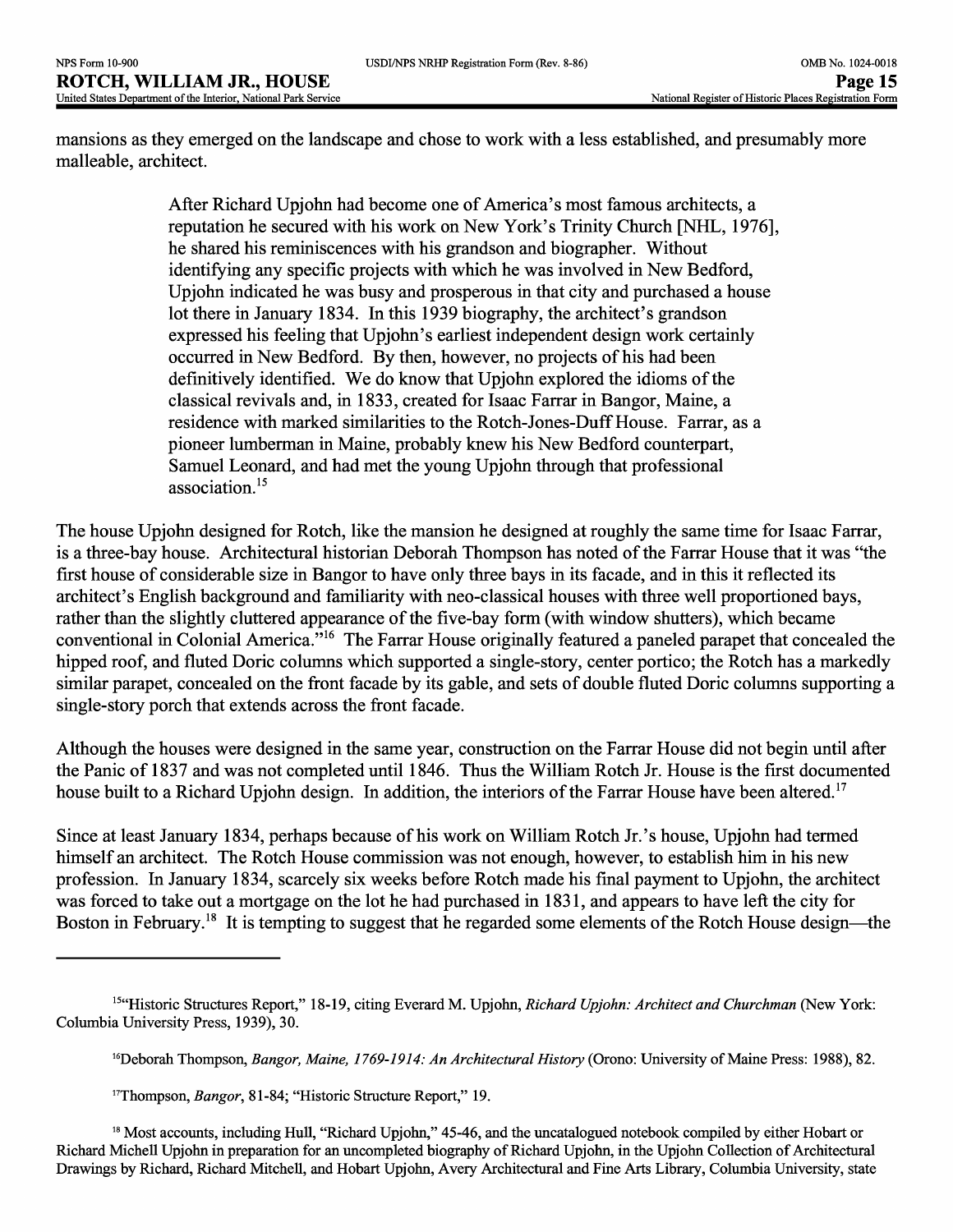mansions as they emerged on the landscape and chose to work with a less established, and presumably more malleable, architect.

> After Richard Upjohn had become one of America's most famous architects, a reputation he secured with his work on New York's Trinity Church [NHL, 1976], he shared his reminiscences with his grandson and biographer. Without identifying any specific projects with which he was involved in New Bedford, Upjohn indicated he was busy and prosperous in that city and purchased a house lot there in January 1834. In this 1939 biography, the architect's grandson expressed his feeling that Upjohn's earliest independent design work certainly occurred in New Bedford. By then, however, no projects of his had been definitively identified. We do know that Upjohn explored the idioms of the classical revivals and, in 1833, created for Isaac Farrar in Bangor, Maine, a residence with marked similarities to the Rotch-Jones-Duff House. Farrar, as a pioneer lumberman in Maine, probably knew his New Bedford counterpart, Samuel Leonard, and had met the young Upjohn through that professional association.[15]

The house Upjohn designed for Rotch, like the mansion he designed at roughly the same time for Isaac Farrar, is a three-bay house. Architectural historian Deborah Thompson has noted of the Farrar House that it was "the first house of considerable size in Bangor to have only three bays in its facade, and in this it reflected its architect's English background and familiarity with neo-classical houses with three well proportioned bays, rather than the slightly cluttered appearance of the five-bay form (with window shutters), which became conventional in Colonial America."[16] The Farrar House originally featured a paneled parapet that concealed the hipped roof, and fluted Doric columns which supported a single-story, center portico; the Rotch has a markedly similar parapet, concealed on the front facade by its gable, and sets of double fluted Doric columns supporting a single-story porch that extends across the front facade.

Although the houses were designed in the same year, construction on the Farrar House did not begin until after the Panic of 1837 and was not completed until 1846. Thus the William Rotch Jr. House is the first documented house built to a Richard Upjohn design. In addition, the interiors of the Farrar House have been altered.[17]

Since at least January 1834, perhaps because of his work on William Rotch Jr.'s house, Upjohn had termed himself an architect. The Rotch House commission was not enough, however, to establish him in his new profession. In January 1834, scarcely six weeks before Rotch made his final payment to Upjohn, the architect was forced to take out a mortgage on the lot he had purchased in 1831, and appears to have left the city for Boston in February.[18] It is tempting to suggest that he regarded some elements of the Rotch House design—the

---

[15] "Historic Structures Report," 18-19, citing Everard M. Upjohn, *Richard Upjohn: Architect and Churchman* (New York: Columbia University Press, 1939), 30.

[16] Deborah Thompson, *Bangor, Maine, 1769-1914: An Architectural History* (Orono: University of Maine Press: 1988), 82.

[17] Thompson, *Bangor*, 81-84; "Historic Structure Report," 19.

[18] Most accounts, including Hull, "Richard Upjohn," 45-46, and the uncatalogued notebook compiled by either Hobart or Richard Michell Upjohn in preparation for an uncompleted biography of Richard Upjohn, in the Upjohn Collection of Architectural Drawings by Richard, Richard Mitchell, and Hobart Upjohn, Avery Architectural and Fine Arts Library, Columbia University, state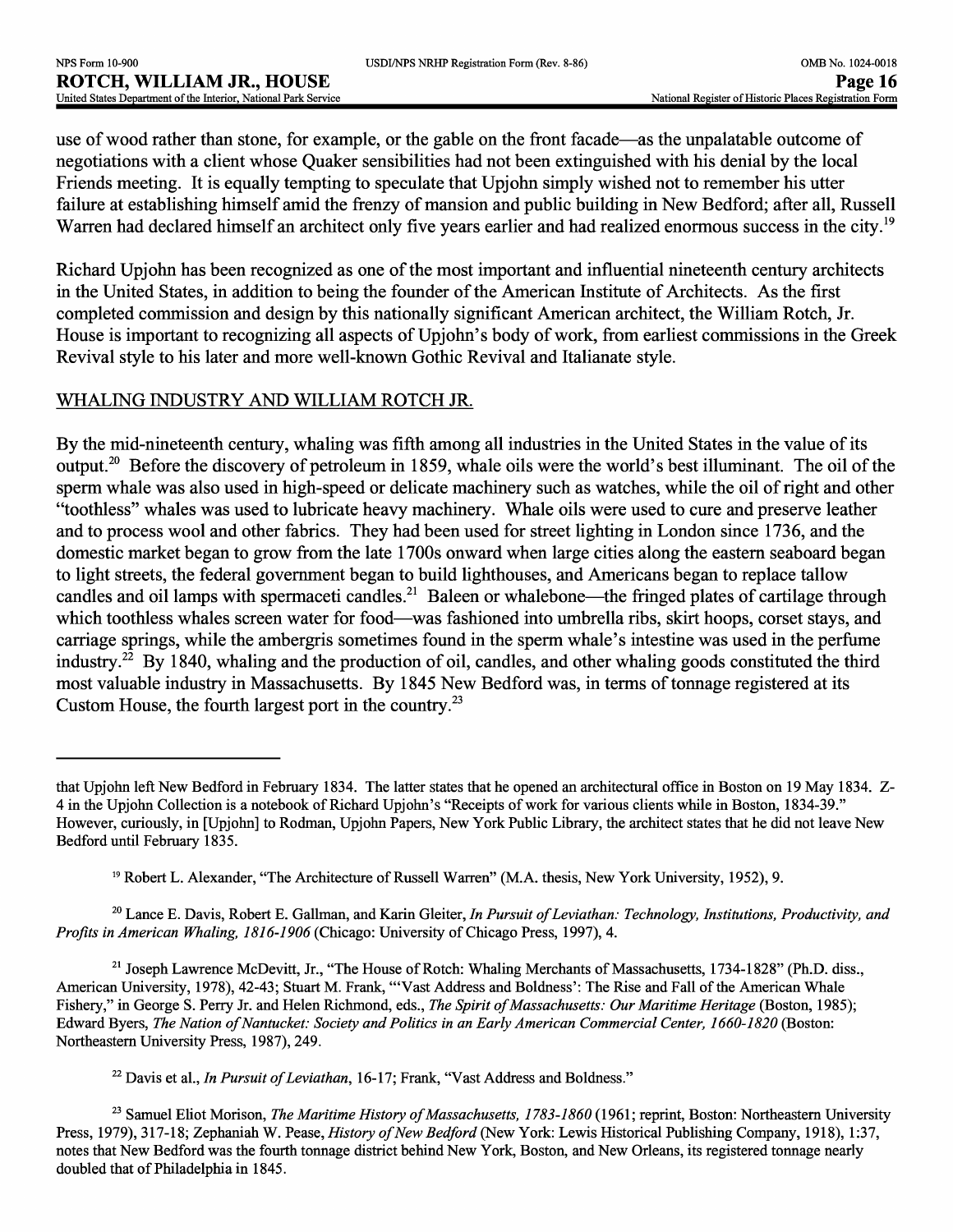use of wood rather than stone, for example, or the gable on the front facade—as the unpalatable outcome of negotiations with a client whose Quaker sensibilities had not been extinguished with his denial by the local Friends meeting. It is equally tempting to speculate that Upjohn simply wished not to remember his utter failure at establishing himself amid the frenzy of mansion and public building in New Bedford; after all, Russell Warren had declared himself an architect only five years earlier and had realized enormous success in the city.[19]

Richard Upjohn has been recognized as one of the most important and influential nineteenth century architects in the United States, in addition to being the founder of the American Institute of Architects. As the first completed commission and design by this nationally significant American architect, the William Rotch, Jr. House is important to recognizing all aspects of Upjohn's body of work, from earliest commissions in the Greek Revival style to his later and more well-known Gothic Revival and Italianate style.

## WHALING INDUSTRY AND WILLIAM ROTCH JR.

By the mid-nineteenth century, whaling was fifth among all industries in the United States in the value of its output.[20] Before the discovery of petroleum in 1859, whale oils were the world's best illuminant. The oil of the sperm whale was also used in high-speed or delicate machinery such as watches, while the oil of right and other "toothless" whales was used to lubricate heavy machinery. Whale oils were used to cure and preserve leather and to process wool and other fabrics. They had been used for street lighting in London since 1736, and the domestic market began to grow from the late 1700s onward when large cities along the eastern seaboard began to light streets, the federal government began to build lighthouses, and Americans began to replace tallow candles and oil lamps with spermaceti candles.[21] Baleen or whalebone—the fringed plates of cartilage through which toothless whales screen water for food—was fashioned into umbrella ribs, skirt hoops, corset stays, and carriage springs, while the ambergris sometimes found in the sperm whale's intestine was used in the perfume industry.[22] By 1840, whaling and the production of oil, candles, and other whaling goods constituted the third most valuable industry in Massachusetts. By 1845 New Bedford was, in terms of tonnage registered at its Custom House, the fourth largest port in the country.[23]

---

that Upjohn left New Bedford in February 1834. The latter states that he opened an architectural office in Boston on 19 May 1834. Z-4 in the Upjohn Collection is a notebook of Richard Upjohn's "Receipts of work for various clients while in Boston, 1834-39." However, curiously, in [Upjohn] to Rodman, Upjohn Papers, New York Public Library, the architect states that he did not leave New Bedford until February 1835.

[19] Robert L. Alexander, "The Architecture of Russell Warren" (M.A. thesis, New York University, 1952), 9.

[20] Lance E. Davis, Robert E. Gallman, and Karin Gleiter, *In Pursuit of Leviathan: Technology, Institutions, Productivity, and Profits in American Whaling, 1816-1906* (Chicago: University of Chicago Press, 1997), 4.

[21] Joseph Lawrence McDevitt, Jr., "The House of Rotch: Whaling Merchants of Massachusetts, 1734-1828" (Ph.D. diss., American University, 1978), 42-43; Stuart M. Frank, "'Vast Address and Boldness': The Rise and Fall of the American Whale Fishery," in George S. Perry Jr. and Helen Richmond, eds., *The Spirit of Massachusetts: Our Maritime Heritage* (Boston, 1985); Edward Byers, *The Nation of Nantucket: Society and Politics in an Early American Commercial Center, 1660-1820* (Boston: Northeastern University Press, 1987), 249.

[22] Davis et al., *In Pursuit of Leviathan*, 16-17; Frank, "Vast Address and Boldness."

[23] Samuel Eliot Morison, *The Maritime History of Massachusetts, 1783-1860* (1961; reprint, Boston: Northeastern University Press, 1979), 317-18; Zephaniah W. Pease, *History of New Bedford* (New York: Lewis Historical Publishing Company, 1918), 1:37, notes that New Bedford was the fourth tonnage district behind New York, Boston, and New Orleans, its registered tonnage nearly doubled that of Philadelphia in 1845.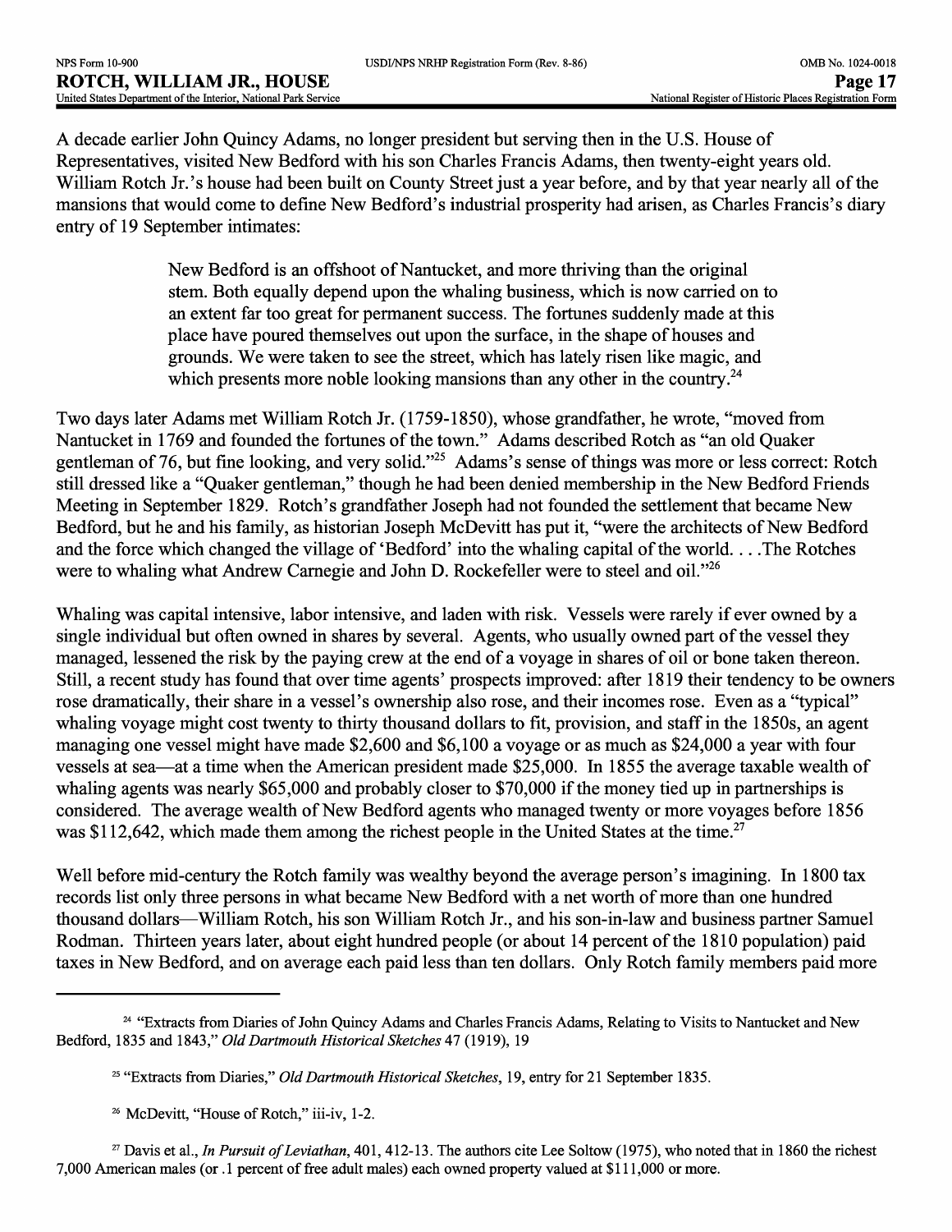A decade earlier John Quincy Adams, no longer president but serving then in the U.S. House of Representatives, visited New Bedford with his son Charles Francis Adams, then twenty-eight years old. William Rotch Jr.'s house had been built on County Street just a year before, and by that year nearly all of the mansions that would come to define New Bedford's industrial prosperity had arisen, as Charles Francis's diary entry of 19 September intimates:

> New Bedford is an offshoot of Nantucket, and more thriving than the original stem. Both equally depend upon the whaling business, which is now carried on to an extent far too great for permanent success. The fortunes suddenly made at this place have poured themselves out upon the surface, in the shape of houses and grounds. We were taken to see the street, which has lately risen like magic, and which presents more noble looking mansions than any other in the country.[24]

Two days later Adams met William Rotch Jr. (1759-1850), whose grandfather, he wrote, "moved from Nantucket in 1769 and founded the fortunes of the town." Adams described Rotch as "an old Quaker gentleman of 76, but fine looking, and very solid."[25] Adams's sense of things was more or less correct: Rotch still dressed like a "Quaker gentleman," though he had been denied membership in the New Bedford Friends Meeting in September 1829. Rotch's grandfather Joseph had not founded the settlement that became New Bedford, but he and his family, as historian Joseph McDevitt has put it, "were the architects of New Bedford and the force which changed the village of 'Bedford' into the whaling capital of the world. . . .The Rotches were to whaling what Andrew Carnegie and John D. Rockefeller were to steel and oil."[26]

Whaling was capital intensive, labor intensive, and laden with risk. Vessels were rarely if ever owned by a single individual but often owned in shares by several. Agents, who usually owned part of the vessel they managed, lessened the risk by the paying crew at the end of a voyage in shares of oil or bone taken thereon. Still, a recent study has found that over time agents' prospects improved: after 1819 their tendency to be owners rose dramatically, their share in a vessel's ownership also rose, and their incomes rose. Even as a "typical" whaling voyage might cost twenty to thirty thousand dollars to fit, provision, and staff in the 1850s, an agent managing one vessel might have made $2,600 and $6,100 a voyage or as much as $24,000 a year with four vessels at sea—at a time when the American president made $25,000. In 1855 the average taxable wealth of whaling agents was nearly $65,000 and probably closer to $70,000 if the money tied up in partnerships is considered. The average wealth of New Bedford agents who managed twenty or more voyages before 1856 was $112,642, which made them among the richest people in the United States at the time.[27]

Well before mid-century the Rotch family was wealthy beyond the average person's imagining. In 1800 tax records list only three persons in what became New Bedford with a net worth of more than one hundred thousand dollars—William Rotch, his son William Rotch Jr., and his son-in-law and business partner Samuel Rodman. Thirteen years later, about eight hundred people (or about 14 percent of the 1810 population) paid taxes in New Bedford, and on average each paid less than ten dollars. Only Rotch family members paid more

---

[24] "Extracts from Diaries of John Quincy Adams and Charles Francis Adams, Relating to Visits to Nantucket and New Bedford, 1835 and 1843," *Old Dartmouth Historical Sketches* 47 (1919), 19

[25] "Extracts from Diaries," *Old Dartmouth Historical Sketches*, 19, entry for 21 September 1835.

[26] McDevitt, "House of Rotch," iii-iv, 1-2.

[27] Davis et al., *In Pursuit of Leviathan*, 401, 412-13. The authors cite Lee Soltow (1975), who noted that in 1860 the richest 7,000 American males (or .1 percent of free adult males) each owned property valued at $111,000 or more.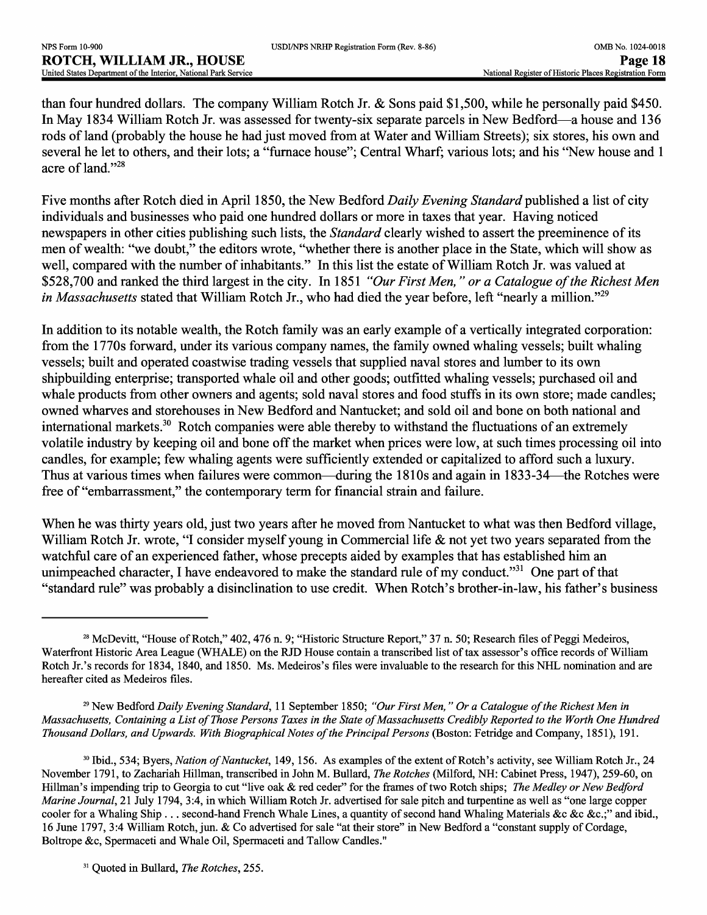than four hundred dollars. The company William Rotch Jr. & Sons paid $1,500, while he personally paid $450. In May 1834 William Rotch Jr. was assessed for twenty-six separate parcels in New Bedford—a house and 136 rods of land (probably the house he had just moved from at Water and William Streets); six stores, his own and several he let to others, and their lots; a "furnace house"; Central Wharf; various lots; and his "New house and 1 acre of land."[28]

Five months after Rotch died in April 1850, the New Bedford *Daily Evening Standard* published a list of city individuals and businesses who paid one hundred dollars or more in taxes that year. Having noticed newspapers in other cities publishing such lists, the *Standard* clearly wished to assert the preeminence of its men of wealth: "we doubt," the editors wrote, "whether there is another place in the State, which will show as well, compared with the number of inhabitants." In this list the estate of William Rotch Jr. was valued at $528,700 and ranked the third largest in the city. In 1851 *"Our First Men," or a Catalogue of the Richest Men in Massachusetts* stated that William Rotch Jr., who had died the year before, left "nearly a million."[29]

In addition to its notable wealth, the Rotch family was an early example of a vertically integrated corporation: from the 1770s forward, under its various company names, the family owned whaling vessels; built whaling vessels; built and operated coastwise trading vessels that supplied naval stores and lumber to its own shipbuilding enterprise; transported whale oil and other goods; outfitted whaling vessels; purchased oil and whale products from other owners and agents; sold naval stores and food stuffs in its own store; made candles; owned wharves and storehouses in New Bedford and Nantucket; and sold oil and bone on both national and international markets.[30] Rotch companies were able thereby to withstand the fluctuations of an extremely volatile industry by keeping oil and bone off the market when prices were low, at such times processing oil into candles, for example; few whaling agents were sufficiently extended or capitalized to afford such a luxury. Thus at various times when failures were common—during the 1810s and again in 1833-34—the Rotches were free of "embarrassment," the contemporary term for financial strain and failure.

When he was thirty years old, just two years after he moved from Nantucket to what was then Bedford village, William Rotch Jr. wrote, "I consider myself young in Commercial life & not yet two years separated from the watchful care of an experienced father, whose precepts aided by examples that has established him an unimpeached character, I have endeavored to make the standard rule of my conduct."[31] One part of that "standard rule" was probably a disinclination to use credit. When Rotch's brother-in-law, his father's business

---

[28] McDevitt, "House of Rotch," 402, 476 n. 9; "Historic Structure Report," 37 n. 50; Research files of Peggi Medeiros, Waterfront Historic Area League (WHALE) on the RJD House contain a transcribed list of tax assessor's office records of William Rotch Jr.'s records for 1834, 1840, and 1850. Ms. Medeiros's files were invaluable to the research for this NHL nomination and are hereafter cited as Medeiros files.

[29] New Bedford *Daily Evening Standard*, 11 September 1850; *"Our First Men," Or a Catalogue of the Richest Men in Massachusetts, Containing a List of Those Persons Taxes in the State of Massachusetts Credibly Reported to the Worth One Hundred Thousand Dollars, and Upwards. With Biographical Notes of the Principal Persons* (Boston: Fetridge and Company, 1851), 191.

[30] Ibid., 534; Byers, *Nation of Nantucket*, 149, 156. As examples of the extent of Rotch's activity, see William Rotch Jr., 24 November 1791, to Zachariah Hillman, transcribed in John M. Bullard, *The Rotches* (Milford, NH: Cabinet Press, 1947), 259-60, on Hillman's impending trip to Georgia to cut "live oak & red ceder" for the frames of two Rotch ships; *The Medley or New Bedford Marine Journal*, 21 July 1794, 3:4, in which William Rotch Jr. advertised for sale pitch and turpentine as well as "one large copper cooler for a Whaling Ship . . . second-hand French Whale Lines, a quantity of second hand Whaling Materials &c &c &c.;" and ibid., 16 June 1797, 3:4 William Rotch, jun. & Co advertised for sale "at their store" in New Bedford a "constant supply of Cordage, Boltrope &c, Spermaceti and Whale Oil, Spermaceti and Tallow Candles."

[31] Quoted in Bullard, *The Rotches*, 255.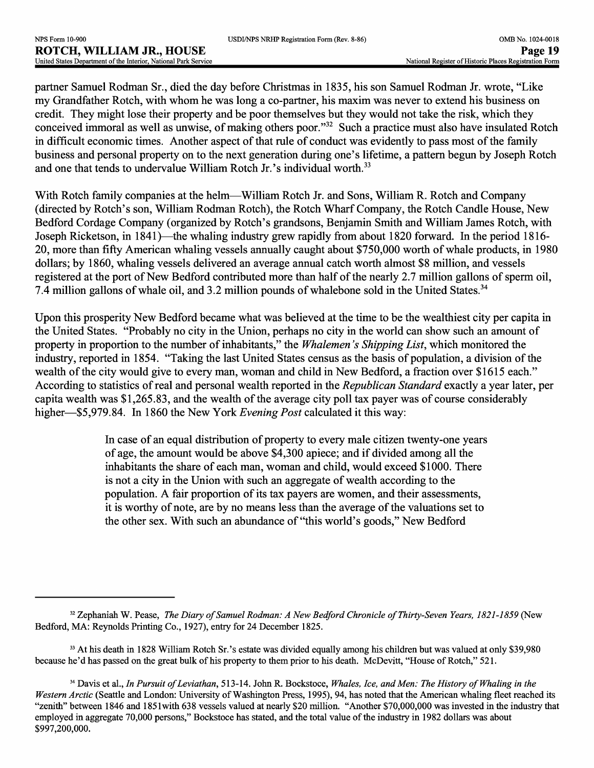partner Samuel Rodman Sr., died the day before Christmas in 1835, his son Samuel Rodman Jr. wrote, "Like my Grandfather Rotch, with whom he was long a co-partner, his maxim was never to extend his business on credit. They might lose their property and be poor themselves but they would not take the risk, which they conceived immoral as well as unwise, of making others poor."[32] Such a practice must also have insulated Rotch in difficult economic times. Another aspect of that rule of conduct was evidently to pass most of the family business and personal property on to the next generation during one's lifetime, a pattern begun by Joseph Rotch and one that tends to undervalue William Rotch Jr.'s individual worth.[33]

With Rotch family companies at the helm—William Rotch Jr. and Sons, William R. Rotch and Company (directed by Rotch's son, William Rodman Rotch), the Rotch Wharf Company, the Rotch Candle House, New Bedford Cordage Company (organized by Rotch's grandsons, Benjamin Smith and William James Rotch, with Joseph Ricketson, in 1841)—the whaling industry grew rapidly from about 1820 forward. In the period 1816-20, more than fifty American whaling vessels annually caught about $750,000 worth of whale products, in 1980 dollars; by 1860, whaling vessels delivered an average annual catch worth almost $8 million, and vessels registered at the port of New Bedford contributed more than half of the nearly 2.7 million gallons of sperm oil, 7.4 million gallons of whale oil, and 3.2 million pounds of whalebone sold in the United States.[34]

Upon this prosperity New Bedford became what was believed at the time to be the wealthiest city per capita in the United States. "Probably no city in the Union, perhaps no city in the world can show such an amount of property in proportion to the number of inhabitants," the *Whalemen's Shipping List*, which monitored the industry, reported in 1854. "Taking the last United States census as the basis of population, a division of the wealth of the city would give to every man, woman and child in New Bedford, a fraction over $1615 each." According to statistics of real and personal wealth reported in the *Republican Standard* exactly a year later, per capita wealth was $1,265.83, and the wealth of the average city poll tax payer was of course considerably higher—$5,979.84. In 1860 the New York *Evening Post* calculated it this way:

> In case of an equal distribution of property to every male citizen twenty-one years of age, the amount would be above $4,300 apiece; and if divided among all the inhabitants the share of each man, woman and child, would exceed $1000. There is not a city in the Union with such an aggregate of wealth according to the population. A fair proportion of its tax payers are women, and their assessments, it is worthy of note, are by no means less than the average of the valuations set to the other sex. With such an abundance of "this world's goods," New Bedford

---

[32] Zephaniah W. Pease, *The Diary of Samuel Rodman: A New Bedford Chronicle of Thirty-Seven Years, 1821-1859* (New Bedford, MA: Reynolds Printing Co., 1927), entry for 24 December 1825.

[33] At his death in 1828 William Rotch Sr.'s estate was divided equally among his children but was valued at only $39,980 because he'd has passed on the great bulk of his property to them prior to his death. McDevitt, "House of Rotch," 521.

[34] Davis et al., *In Pursuit of Leviathan*, 513-14. John R. Bockstoce, *Whales, Ice, and Men: The History of Whaling in the Western Arctic* (Seattle and London: University of Washington Press, 1995), 94, has noted that the American whaling fleet reached its "zenith" between 1846 and 1851with 638 vessels valued at nearly $20 million. "Another $70,000,000 was invested in the industry that employed in aggregate 70,000 persons," Bockstoce has stated, and the total value of the industry in 1982 dollars was about $997,200,000.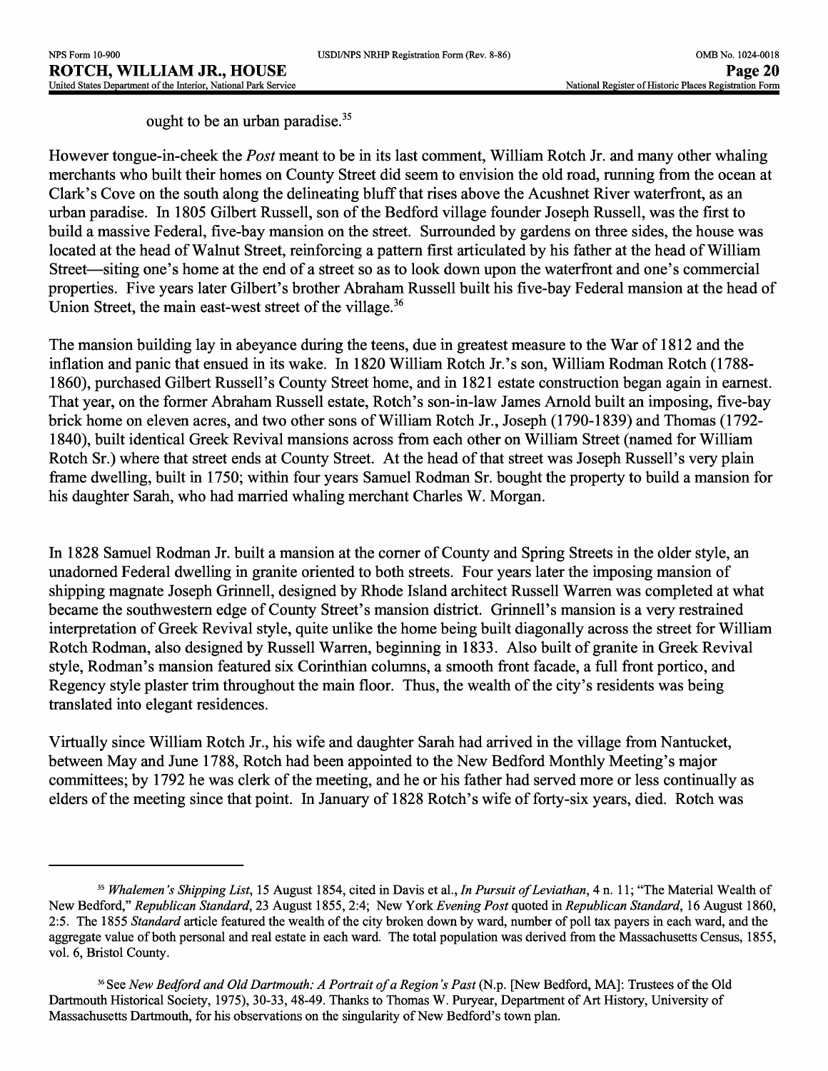ought to be an urban paradise.[35]

However tongue-in-cheek the *Post* meant to be in its last comment, William Rotch Jr. and many other whaling merchants who built their homes on County Street did seem to envision the old road, running from the ocean at Clark's Cove on the south along the delineating bluff that rises above the Acushnet River waterfront, as an urban paradise. In 1805 Gilbert Russell, son of the Bedford village founder Joseph Russell, was the first to build a massive Federal, five-bay mansion on the street. Surrounded by gardens on three sides, the house was located at the head of Walnut Street, reinforcing a pattern first articulated by his father at the head of William Street—siting one's home at the end of a street so as to look down upon the waterfront and one's commercial properties. Five years later Gilbert's brother Abraham Russell built his five-bay Federal mansion at the head of Union Street, the main east-west street of the village.[36]

The mansion building lay in abeyance during the teens, due in greatest measure to the War of 1812 and the inflation and panic that ensued in its wake. In 1820 William Rotch Jr.'s son, William Rodman Rotch (1788-1860), purchased Gilbert Russell's County Street home, and in 1821 estate construction began again in earnest. That year, on the former Abraham Russell estate, Rotch's son-in-law James Arnold built an imposing, five-bay brick home on eleven acres, and two other sons of William Rotch Jr., Joseph (1790-1839) and Thomas (1792-1840), built identical Greek Revival mansions across from each other on William Street (named for William Rotch Sr.) where that street ends at County Street. At the head of that street was Joseph Russell's very plain frame dwelling, built in 1750; within four years Samuel Rodman Sr. bought the property to build a mansion for his daughter Sarah, who had married whaling merchant Charles W. Morgan.

In 1828 Samuel Rodman Jr. built a mansion at the corner of County and Spring Streets in the older style, an unadorned Federal dwelling in granite oriented to both streets. Four years later the imposing mansion of shipping magnate Joseph Grinnell, designed by Rhode Island architect Russell Warren was completed at what became the southwestern edge of County Street's mansion district. Grinnell's mansion is a very restrained interpretation of Greek Revival style, quite unlike the home being built diagonally across the street for William Rotch Rodman, also designed by Russell Warren, beginning in 1833. Also built of granite in Greek Revival style, Rodman's mansion featured six Corinthian columns, a smooth front facade, a full front portico, and Regency style plaster trim throughout the main floor. Thus, the wealth of the city's residents was being translated into elegant residences.

Virtually since William Rotch Jr., his wife and daughter Sarah had arrived in the village from Nantucket, between May and June 1788, Rotch had been appointed to the New Bedford Monthly Meeting's major committees; by 1792 he was clerk of the meeting, and he or his father had served more or less continually as elders of the meeting since that point. In January of 1828 Rotch's wife of forty-six years, died. Rotch was

---

[35] *Whalemen's Shipping List*, 15 August 1854, cited in Davis et al., *In Pursuit of Leviathan*, 4 n. 11; "The Material Wealth of New Bedford," *Republican Standard*, 23 August 1855, 2:4; New York *Evening Post* quoted in *Republican Standard*, 16 August 1860, 2:5. The 1855 *Standard* article featured the wealth of the city broken down by ward, number of poll tax payers in each ward, and the aggregate value of both personal and real estate in each ward. The total population was derived from the Massachusetts Census, 1855, vol. 6, Bristol County.

[36] See *New Bedford and Old Dartmouth: A Portrait of a Region's Past* (N.p. [New Bedford, MA]: Trustees of the Old Dartmouth Historical Society, 1975), 30-33, 48-49. Thanks to Thomas W. Puryear, Department of Art History, University of Massachusetts Dartmouth, for his observations on the singularity of New Bedford's town plan.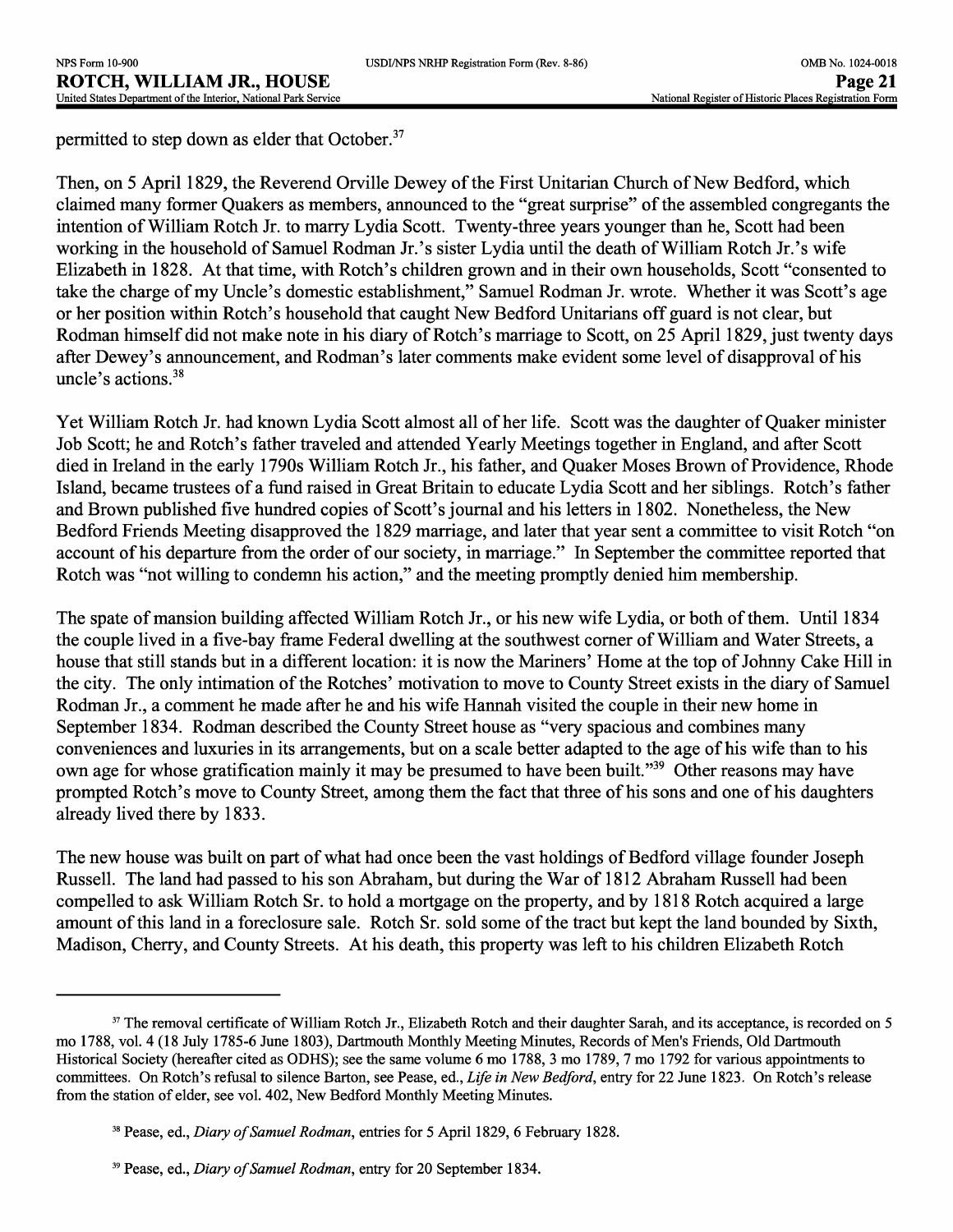permitted to step down as elder that October.[37]

Then, on 5 April 1829, the Reverend Orville Dewey of the First Unitarian Church of New Bedford, which claimed many former Quakers as members, announced to the "great surprise" of the assembled congregants the intention of William Rotch Jr. to marry Lydia Scott. Twenty-three years younger than he, Scott had been working in the household of Samuel Rodman Jr.'s sister Lydia until the death of William Rotch Jr.'s wife Elizabeth in 1828. At that time, with Rotch's children grown and in their own households, Scott "consented to take the charge of my Uncle's domestic establishment," Samuel Rodman Jr. wrote. Whether it was Scott's age or her position within Rotch's household that caught New Bedford Unitarians off guard is not clear, but Rodman himself did not make note in his diary of Rotch's marriage to Scott, on 25 April 1829, just twenty days after Dewey's announcement, and Rodman's later comments make evident some level of disapproval of his uncle's actions.[38]

Yet William Rotch Jr. had known Lydia Scott almost all of her life. Scott was the daughter of Quaker minister Job Scott; he and Rotch's father traveled and attended Yearly Meetings together in England, and after Scott died in Ireland in the early 1790s William Rotch Jr., his father, and Quaker Moses Brown of Providence, Rhode Island, became trustees of a fund raised in Great Britain to educate Lydia Scott and her siblings. Rotch's father and Brown published five hundred copies of Scott's journal and his letters in 1802. Nonetheless, the New Bedford Friends Meeting disapproved the 1829 marriage, and later that year sent a committee to visit Rotch "on account of his departure from the order of our society, in marriage." In September the committee reported that Rotch was "not willing to condemn his action," and the meeting promptly denied him membership.

The spate of mansion building affected William Rotch Jr., or his new wife Lydia, or both of them. Until 1834 the couple lived in a five-bay frame Federal dwelling at the southwest corner of William and Water Streets, a house that still stands but in a different location: it is now the Mariners' Home at the top of Johnny Cake Hill in the city. The only intimation of the Rotches' motivation to move to County Street exists in the diary of Samuel Rodman Jr., a comment he made after he and his wife Hannah visited the couple in their new home in September 1834. Rodman described the County Street house as "very spacious and combines many conveniences and luxuries in its arrangements, but on a scale better adapted to the age of his wife than to his own age for whose gratification mainly it may be presumed to have been built."[39] Other reasons may have prompted Rotch's move to County Street, among them the fact that three of his sons and one of his daughters already lived there by 1833.

The new house was built on part of what had once been the vast holdings of Bedford village founder Joseph Russell. The land had passed to his son Abraham, but during the War of 1812 Abraham Russell had been compelled to ask William Rotch Sr. to hold a mortgage on the property, and by 1818 Rotch acquired a large amount of this land in a foreclosure sale. Rotch Sr. sold some of the tract but kept the land bounded by Sixth, Madison, Cherry, and County Streets. At his death, this property was left to his children Elizabeth Rotch

---

[37] The removal certificate of William Rotch Jr., Elizabeth Rotch and their daughter Sarah, and its acceptance, is recorded on 5 mo 1788, vol. 4 (18 July 1785-6 June 1803), Dartmouth Monthly Meeting Minutes, Records of Men's Friends, Old Dartmouth Historical Society (hereafter cited as ODHS); see the same volume 6 mo 1788, 3 mo 1789, 7 mo 1792 for various appointments to committees. On Rotch's refusal to silence Barton, see Pease, ed., *Life in New Bedford*, entry for 22 June 1823. On Rotch's release from the station of elder, see vol. 402, New Bedford Monthly Meeting Minutes.

[38] Pease, ed., *Diary of Samuel Rodman*, entries for 5 April 1829, 6 February 1828.

[39] Pease, ed., *Diary of Samuel Rodman*, entry for 20 September 1834.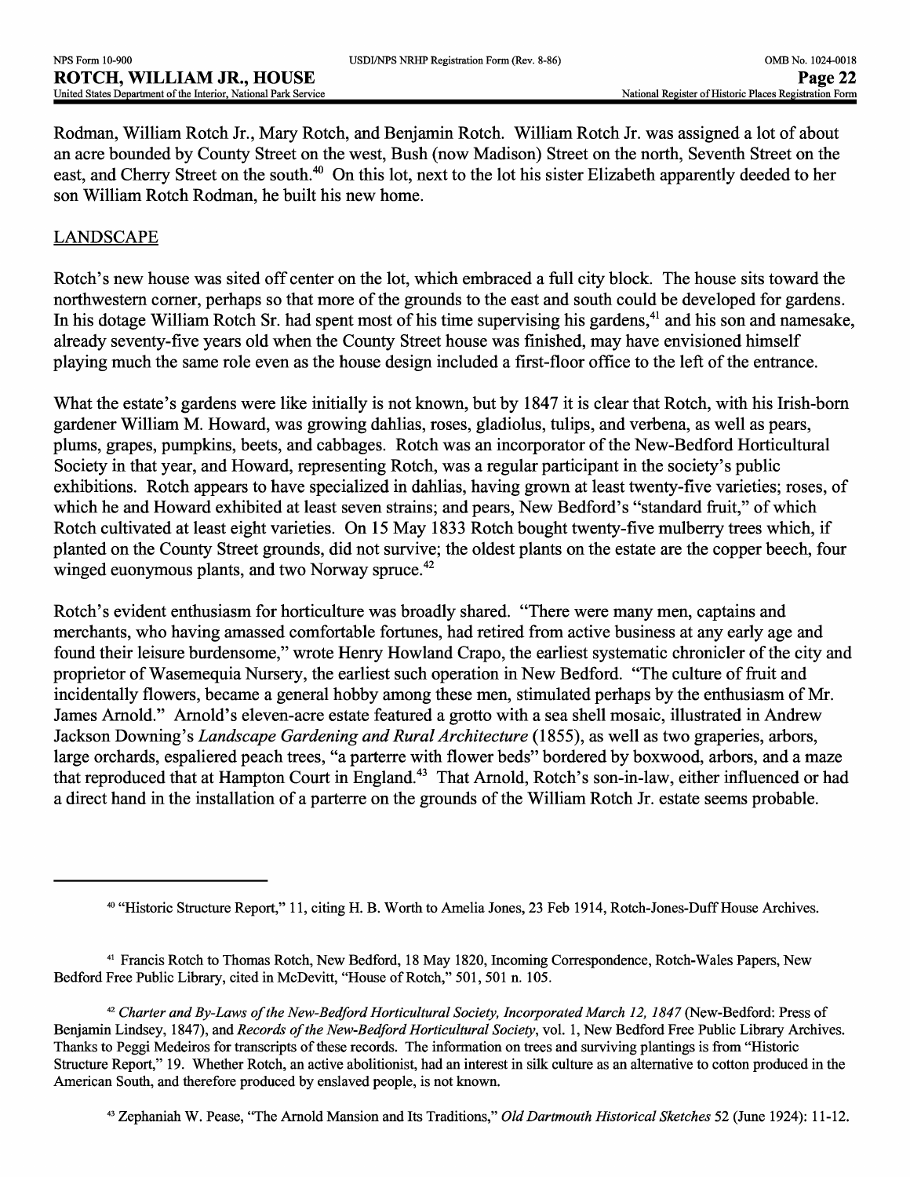Rodman, William Rotch Jr., Mary Rotch, and Benjamin Rotch. William Rotch Jr. was assigned a lot of about an acre bounded by County Street on the west, Bush (now Madison) Street on the north, Seventh Street on the east, and Cherry Street on the south.[40] On this lot, next to the lot his sister Elizabeth apparently deeded to her son William Rotch Rodman, he built his new home.

## LANDSCAPE

Rotch's new house was sited off center on the lot, which embraced a full city block. The house sits toward the northwestern corner, perhaps so that more of the grounds to the east and south could be developed for gardens. In his dotage William Rotch Sr. had spent most of his time supervising his gardens,[41] and his son and namesake, already seventy-five years old when the County Street house was finished, may have envisioned himself playing much the same role even as the house design included a first-floor office to the left of the entrance.

What the estate's gardens were like initially is not known, but by 1847 it is clear that Rotch, with his Irish-born gardener William M. Howard, was growing dahlias, roses, gladiolus, tulips, and verbena, as well as pears, plums, grapes, pumpkins, beets, and cabbages. Rotch was an incorporator of the New-Bedford Horticultural Society in that year, and Howard, representing Rotch, was a regular participant in the society's public exhibitions. Rotch appears to have specialized in dahlias, having grown at least twenty-five varieties; roses, of which he and Howard exhibited at least seven strains; and pears, New Bedford's "standard fruit," of which Rotch cultivated at least eight varieties. On 15 May 1833 Rotch bought twenty-five mulberry trees which, if planted on the County Street grounds, did not survive; the oldest plants on the estate are the copper beech, four winged euonymous plants, and two Norway spruce.[42]

Rotch's evident enthusiasm for horticulture was broadly shared. "There were many men, captains and merchants, who having amassed comfortable fortunes, had retired from active business at any early age and found their leisure burdensome," wrote Henry Howland Crapo, the earliest systematic chronicler of the city and proprietor of Wasemequia Nursery, the earliest such operation in New Bedford. "The culture of fruit and incidentally flowers, became a general hobby among these men, stimulated perhaps by the enthusiasm of Mr. James Arnold." Arnold's eleven-acre estate featured a grotto with a sea shell mosaic, illustrated in Andrew Jackson Downing's *Landscape Gardening and Rural Architecture* (1855), as well as two graperies, arbors, large orchards, espaliered peach trees, "a parterre with flower beds" bordered by boxwood, arbors, and a maze that reproduced that at Hampton Court in England.[43] That Arnold, Rotch's son-in-law, either influenced or had a direct hand in the installation of a parterre on the grounds of the William Rotch Jr. estate seems probable.

---

[40] "Historic Structure Report," 11, citing H. B. Worth to Amelia Jones, 23 Feb 1914, Rotch-Jones-Duff House Archives.

[41] Francis Rotch to Thomas Rotch, New Bedford, 18 May 1820, Incoming Correspondence, Rotch-Wales Papers, New Bedford Free Public Library, cited in McDevitt, "House of Rotch," 501, 501 n. 105.

[42] *Charter and By-Laws of the New-Bedford Horticultural Society, Incorporated March 12, 1847* (New-Bedford: Press of Benjamin Lindsey, 1847), and *Records of the New-Bedford Horticultural Society*, vol. 1, New Bedford Free Public Library Archives. Thanks to Peggi Medeiros for transcripts of these records. The information on trees and surviving plantings is from "Historic Structure Report," 19. Whether Rotch, an active abolitionist, had an interest in silk culture as an alternative to cotton produced in the American South, and therefore produced by enslaved people, is not known.

[43] Zephaniah W. Pease, "The Arnold Mansion and Its Traditions," *Old Dartmouth Historical Sketches* 52 (June 1924): 11-12.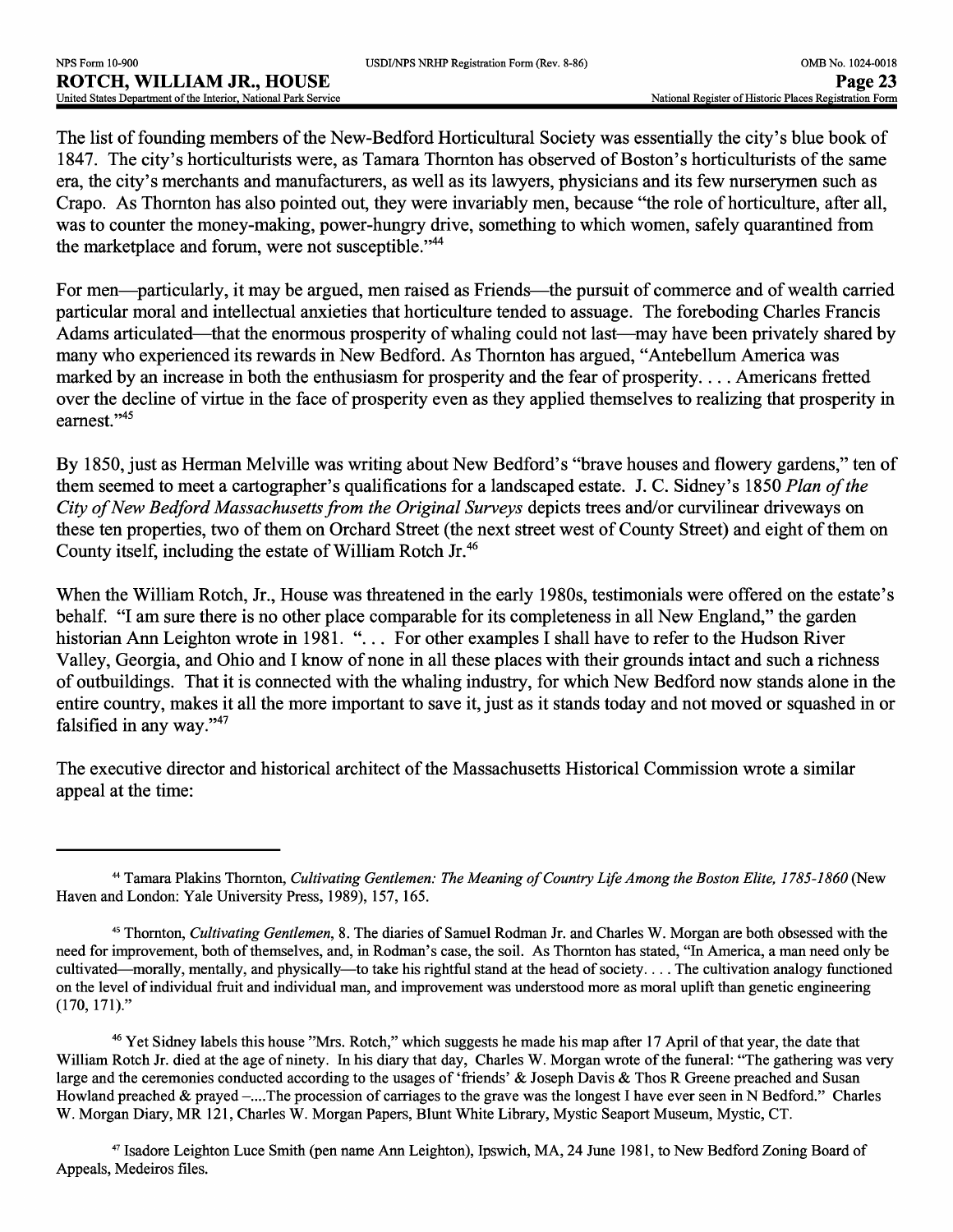The list of founding members of the New-Bedford Horticultural Society was essentially the city's blue book of 1847. The city's horticulturists were, as Tamara Thornton has observed of Boston's horticulturists of the same era, the city's merchants and manufacturers, as well as its lawyers, physicians and its few nurserymen such as Crapo. As Thornton has also pointed out, they were invariably men, because "the role of horticulture, after all, was to counter the money-making, power-hungry drive, something to which women, safely quarantined from the marketplace and forum, were not susceptible."[44]

For men—particularly, it may be argued, men raised as Friends—the pursuit of commerce and of wealth carried particular moral and intellectual anxieties that horticulture tended to assuage. The foreboding Charles Francis Adams articulated—that the enormous prosperity of whaling could not last—may have been privately shared by many who experienced its rewards in New Bedford. As Thornton has argued, "Antebellum America was marked by an increase in both the enthusiasm for prosperity and the fear of prosperity. . . . Americans fretted over the decline of virtue in the face of prosperity even as they applied themselves to realizing that prosperity in earnest."[45]

By 1850, just as Herman Melville was writing about New Bedford's "brave houses and flowery gardens," ten of them seemed to meet a cartographer's qualifications for a landscaped estate. J. C. Sidney's 1850 *Plan of the City of New Bedford Massachusetts from the Original Surveys* depicts trees and/or curvilinear driveways on these ten properties, two of them on Orchard Street (the next street west of County Street) and eight of them on County itself, including the estate of William Rotch Jr.[46]

When the William Rotch, Jr., House was threatened in the early 1980s, testimonials were offered on the estate's behalf. "I am sure there is no other place comparable for its completeness in all New England," the garden historian Ann Leighton wrote in 1981. ". . . For other examples I shall have to refer to the Hudson River Valley, Georgia, and Ohio and I know of none in all these places with their grounds intact and such a richness of outbuildings. That it is connected with the whaling industry, for which New Bedford now stands alone in the entire country, makes it all the more important to save it, just as it stands today and not moved or squashed in or falsified in any way."[47]

The executive director and historical architect of the Massachusetts Historical Commission wrote a similar appeal at the time:

---

[44] Tamara Plakins Thornton, *Cultivating Gentlemen: The Meaning of Country Life Among the Boston Elite, 1785-1860* (New Haven and London: Yale University Press, 1989), 157, 165.

[45] Thornton, *Cultivating Gentlemen*, 8. The diaries of Samuel Rodman Jr. and Charles W. Morgan are both obsessed with the need for improvement, both of themselves, and, in Rodman's case, the soil. As Thornton has stated, "In America, a man need only be cultivated—morally, mentally, and physically—to take his rightful stand at the head of society. . . . The cultivation analogy functioned on the level of individual fruit and individual man, and improvement was understood more as moral uplift than genetic engineering (170, 171)."

[46] Yet Sidney labels this house "Mrs. Rotch," which suggests he made his map after 17 April of that year, the date that William Rotch Jr. died at the age of ninety. In his diary that day, Charles W. Morgan wrote of the funeral: "The gathering was very large and the ceremonies conducted according to the usages of 'friends' & Joseph Davis & Thos R Greene preached and Susan Howland preached & prayed –....The procession of carriages to the grave was the longest I have ever seen in N Bedford." Charles W. Morgan Diary, MR 121, Charles W. Morgan Papers, Blunt White Library, Mystic Seaport Museum, Mystic, CT.

[47] Isadore Leighton Luce Smith (pen name Ann Leighton), Ipswich, MA, 24 June 1981, to New Bedford Zoning Board of Appeals, Medeiros files.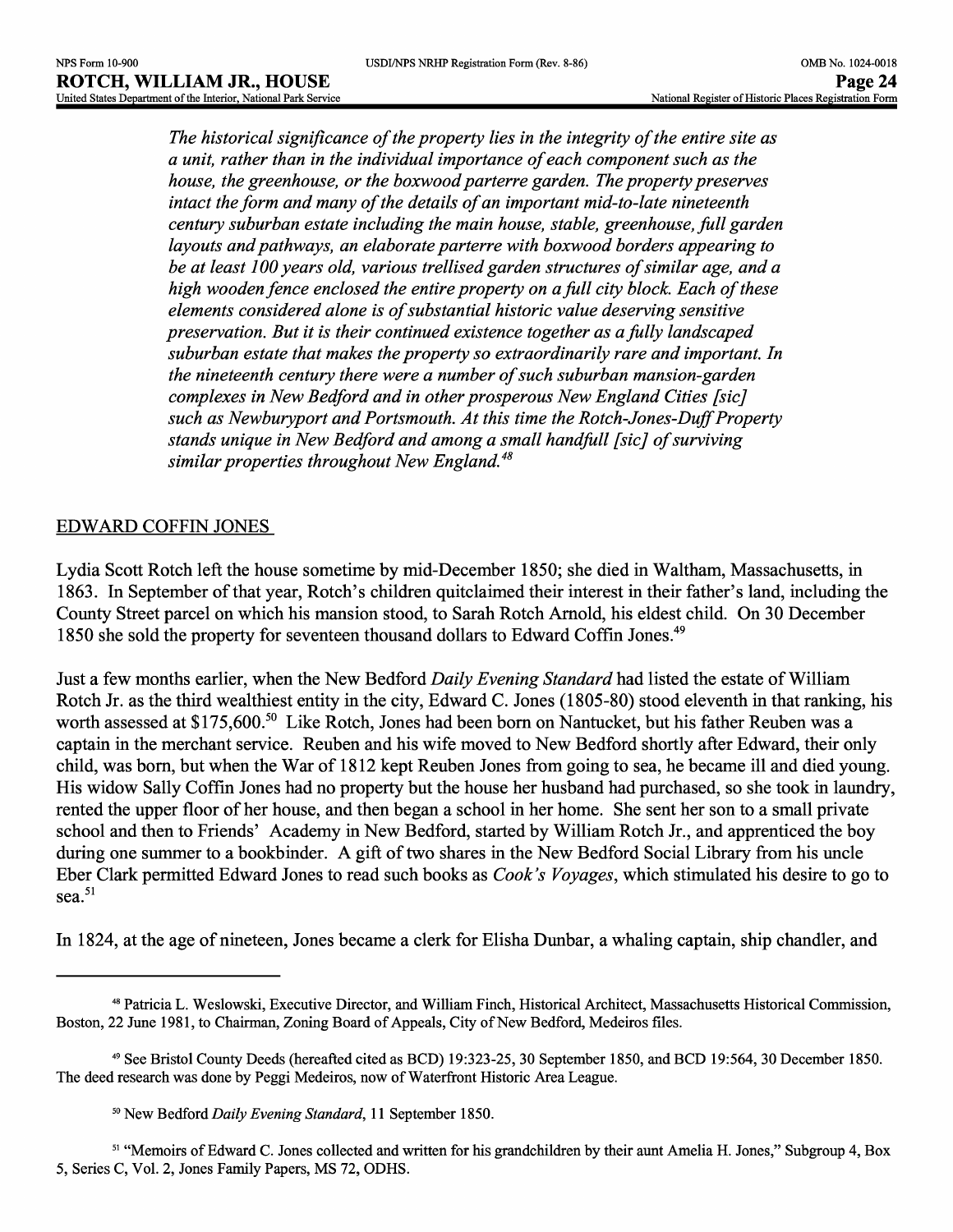*The historical significance of the property lies in the integrity of the entire site as a unit, rather than in the individual importance of each component such as the house, the greenhouse, or the boxwood parterre garden. The property preserves intact the form and many of the details of an important mid-to-late nineteenth century suburban estate including the main house, stable, greenhouse, full garden layouts and pathways, an elaborate parterre with boxwood borders appearing to be at least 100 years old, various trellised garden structures of similar age, and a high wooden fence enclosed the entire property on a full city block. Each of these elements considered alone is of substantial historic value deserving sensitive preservation. But it is their continued existence together as a fully landscaped suburban estate that makes the property so extraordinarily rare and important. In the nineteenth century there were a number of such suburban mansion-garden complexes in New Bedford and in other prosperous New England Cities [sic] such as Newburyport and Portsmouth. At this time the Rotch-Jones-Duff Property stands unique in New Bedford and among a small handfull [sic] of surviving similar properties throughout New England.*[48]

## EDWARD COFFIN JONES

Lydia Scott Rotch left the house sometime by mid-December 1850; she died in Waltham, Massachusetts, in 1863. In September of that year, Rotch's children quitclaimed their interest in their father's land, including the County Street parcel on which his mansion stood, to Sarah Rotch Arnold, his eldest child. On 30 December 1850 she sold the property for seventeen thousand dollars to Edward Coffin Jones.[49]

Just a few months earlier, when the New Bedford *Daily Evening Standard* had listed the estate of William Rotch Jr. as the third wealthiest entity in the city, Edward C. Jones (1805-80) stood eleventh in that ranking, his worth assessed at $175,600.[50] Like Rotch, Jones had been born on Nantucket, but his father Reuben was a captain in the merchant service. Reuben and his wife moved to New Bedford shortly after Edward, their only child, was born, but when the War of 1812 kept Reuben Jones from going to sea, he became ill and died young. His widow Sally Coffin Jones had no property but the house her husband had purchased, so she took in laundry, rented the upper floor of her house, and then began a school in her home. She sent her son to a small private school and then to Friends' Academy in New Bedford, started by William Rotch Jr., and apprenticed the boy during one summer to a bookbinder. A gift of two shares in the New Bedford Social Library from his uncle Eber Clark permitted Edward Jones to read such books as *Cook's Voyages*, which stimulated his desire to go to sea.[51]

In 1824, at the age of nineteen, Jones became a clerk for Elisha Dunbar, a whaling captain, ship chandler, and

---

[48] Patricia L. Weslowski, Executive Director, and William Finch, Historical Architect, Massachusetts Historical Commission, Boston, 22 June 1981, to Chairman, Zoning Board of Appeals, City of New Bedford, Medeiros files.

[49] See Bristol County Deeds (hereafted cited as BCD) 19:323-25, 30 September 1850, and BCD 19:564, 30 December 1850. The deed research was done by Peggi Medeiros, now of Waterfront Historic Area League.

[50] New Bedford *Daily Evening Standard*, 11 September 1850.

[51] "Memoirs of Edward C. Jones collected and written for his grandchildren by their aunt Amelia H. Jones," Subgroup 4, Box 5, Series C, Vol. 2, Jones Family Papers, MS 72, ODHS.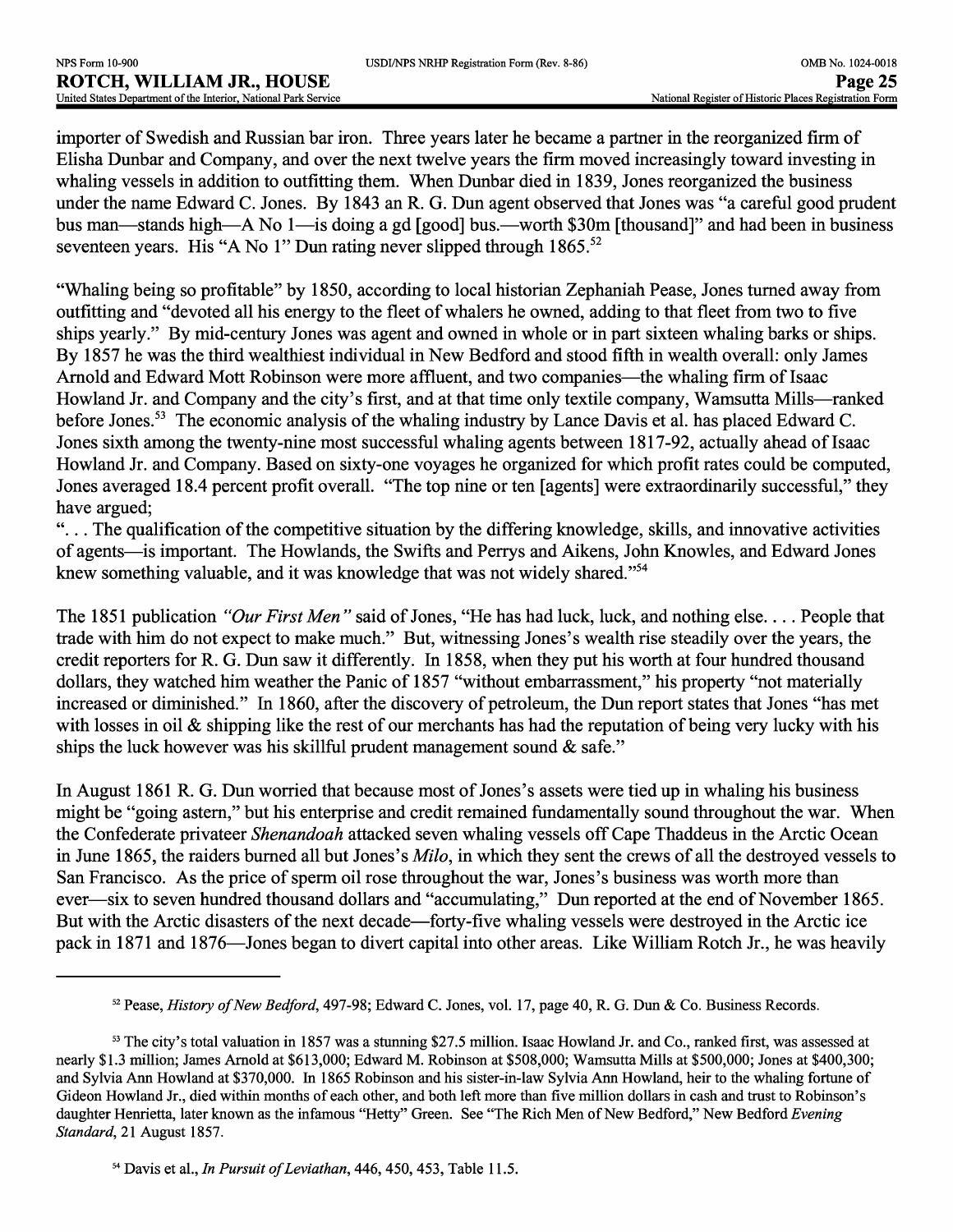importer of Swedish and Russian bar iron. Three years later he became a partner in the reorganized firm of Elisha Dunbar and Company, and over the next twelve years the firm moved increasingly toward investing in whaling vessels in addition to outfitting them. When Dunbar died in 1839, Jones reorganized the business under the name Edward C. Jones. By 1843 an R. G. Dun agent observed that Jones was "a careful good prudent bus man—stands high—A No 1—is doing a gd [good] bus.—worth $30m [thousand]" and had been in business seventeen years. His "A No 1" Dun rating never slipped through 1865.[52]

"Whaling being so profitable" by 1850, according to local historian Zephaniah Pease, Jones turned away from outfitting and "devoted all his energy to the fleet of whalers he owned, adding to that fleet from two to five ships yearly." By mid-century Jones was agent and owned in whole or in part sixteen whaling barks or ships. By 1857 he was the third wealthiest individual in New Bedford and stood fifth in wealth overall: only James Arnold and Edward Mott Robinson were more affluent, and two companies—the whaling firm of Isaac Howland Jr. and Company and the city's first, and at that time only textile company, Wamsutta Mills—ranked before Jones.[53] The economic analysis of the whaling industry by Lance Davis et al. has placed Edward C. Jones sixth among the twenty-nine most successful whaling agents between 1817-92, actually ahead of Isaac Howland Jr. and Company. Based on sixty-one voyages he organized for which profit rates could be computed, Jones averaged 18.4 percent profit overall. "The top nine or ten [agents] were extraordinarily successful," they have argued;

". . . The qualification of the competitive situation by the differing knowledge, skills, and innovative activities of agents—is important. The Howlands, the Swifts and Perrys and Aikens, John Knowles, and Edward Jones knew something valuable, and it was knowledge that was not widely shared."[54]

The 1851 publication *"Our First Men"* said of Jones, "He has had luck, luck, and nothing else. . . . People that trade with him do not expect to make much." But, witnessing Jones's wealth rise steadily over the years, the credit reporters for R. G. Dun saw it differently. In 1858, when they put his worth at four hundred thousand dollars, they watched him weather the Panic of 1857 "without embarrassment," his property "not materially increased or diminished." In 1860, after the discovery of petroleum, the Dun report states that Jones "has met with losses in oil & shipping like the rest of our merchants has had the reputation of being very lucky with his ships the luck however was his skillful prudent management sound & safe."

In August 1861 R. G. Dun worried that because most of Jones's assets were tied up in whaling his business might be "going astern," but his enterprise and credit remained fundamentally sound throughout the war. When the Confederate privateer *Shenandoah* attacked seven whaling vessels off Cape Thaddeus in the Arctic Ocean in June 1865, the raiders burned all but Jones's *Milo*, in which they sent the crews of all the destroyed vessels to San Francisco. As the price of sperm oil rose throughout the war, Jones's business was worth more than ever—six to seven hundred thousand dollars and "accumulating," Dun reported at the end of November 1865. But with the Arctic disasters of the next decade—forty-five whaling vessels were destroyed in the Arctic ice pack in 1871 and 1876—Jones began to divert capital into other areas. Like William Rotch Jr., he was heavily

---

[52] Pease, *History of New Bedford*, 497-98; Edward C. Jones, vol. 17, page 40, R. G. Dun & Co. Business Records.

[53] The city's total valuation in 1857 was a stunning $27.5 million. Isaac Howland Jr. and Co., ranked first, was assessed at nearly $1.3 million; James Arnold at $613,000; Edward M. Robinson at $508,000; Wamsutta Mills at $500,000; Jones at $400,300; and Sylvia Ann Howland at $370,000. In 1865 Robinson and his sister-in-law Sylvia Ann Howland, heir to the whaling fortune of Gideon Howland Jr., died within months of each other, and both left more than five million dollars in cash and trust to Robinson's daughter Henrietta, later known as the infamous "Hetty" Green. See "The Rich Men of New Bedford," New Bedford *Evening Standard*, 21 August 1857.

[54] Davis et al., *In Pursuit of Leviathan*, 446, 450, 453, Table 11.5.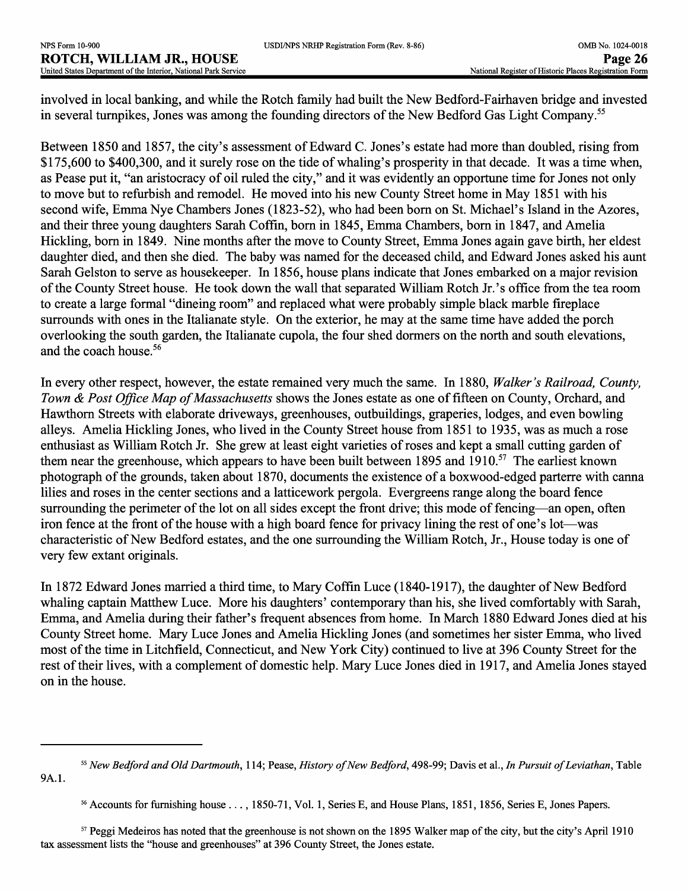involved in local banking, and while the Rotch family had built the New Bedford-Fairhaven bridge and invested in several turnpikes, Jones was among the founding directors of the New Bedford Gas Light Company.[55]

Between 1850 and 1857, the city's assessment of Edward C. Jones's estate had more than doubled, rising from $175,600 to $400,300, and it surely rose on the tide of whaling's prosperity in that decade. It was a time when, as Pease put it, "an aristocracy of oil ruled the city," and it was evidently an opportune time for Jones not only to move but to refurbish and remodel. He moved into his new County Street home in May 1851 with his second wife, Emma Nye Chambers Jones (1823-52), who had been born on St. Michael's Island in the Azores, and their three young daughters Sarah Coffin, born in 1845, Emma Chambers, born in 1847, and Amelia Hickling, born in 1849. Nine months after the move to County Street, Emma Jones again gave birth, her eldest daughter died, and then she died. The baby was named for the deceased child, and Edward Jones asked his aunt Sarah Gelston to serve as housekeeper. In 1856, house plans indicate that Jones embarked on a major revision of the County Street house. He took down the wall that separated William Rotch Jr.'s office from the tea room to create a large formal "dineing room" and replaced what were probably simple black marble fireplace surrounds with ones in the Italianate style. On the exterior, he may at the same time have added the porch overlooking the south garden, the Italianate cupola, the four shed dormers on the north and south elevations, and the coach house.[56]

In every other respect, however, the estate remained very much the same. In 1880, *Walker's Railroad, County, Town & Post Office Map of Massachusetts* shows the Jones estate as one of fifteen on County, Orchard, and Hawthorn Streets with elaborate driveways, greenhouses, outbuildings, graperies, lodges, and even bowling alleys. Amelia Hickling Jones, who lived in the County Street house from 1851 to 1935, was as much a rose enthusiast as William Rotch Jr. She grew at least eight varieties of roses and kept a small cutting garden of them near the greenhouse, which appears to have been built between 1895 and 1910.[57] The earliest known photograph of the grounds, taken about 1870, documents the existence of a boxwood-edged parterre with canna lilies and roses in the center sections and a latticework pergola. Evergreens range along the board fence surrounding the perimeter of the lot on all sides except the front drive; this mode of fencing—an open, often iron fence at the front of the house with a high board fence for privacy lining the rest of one's lot—was characteristic of New Bedford estates, and the one surrounding the William Rotch, Jr., House today is one of very few extant originals.

In 1872 Edward Jones married a third time, to Mary Coffin Luce (1840-1917), the daughter of New Bedford whaling captain Matthew Luce. More his daughters' contemporary than his, she lived comfortably with Sarah, Emma, and Amelia during their father's frequent absences from home. In March 1880 Edward Jones died at his County Street home. Mary Luce Jones and Amelia Hickling Jones (and sometimes her sister Emma, who lived most of the time in Litchfield, Connecticut, and New York City) continued to live at 396 County Street for the rest of their lives, with a complement of domestic help. Mary Luce Jones died in 1917, and Amelia Jones stayed on in the house.

---

[55] *New Bedford and Old Dartmouth*, 114; Pease, *History of New Bedford*, 498-99; Davis et al., *In Pursuit of Leviathan*, Table 9A.1.

[56] Accounts for furnishing house . . . , 1850-71, Vol. 1, Series E, and House Plans, 1851, 1856, Series E, Jones Papers.

[57] Peggi Medeiros has noted that the greenhouse is not shown on the 1895 Walker map of the city, but the city's April 1910 tax assessment lists the "house and greenhouses" at 396 County Street, the Jones estate.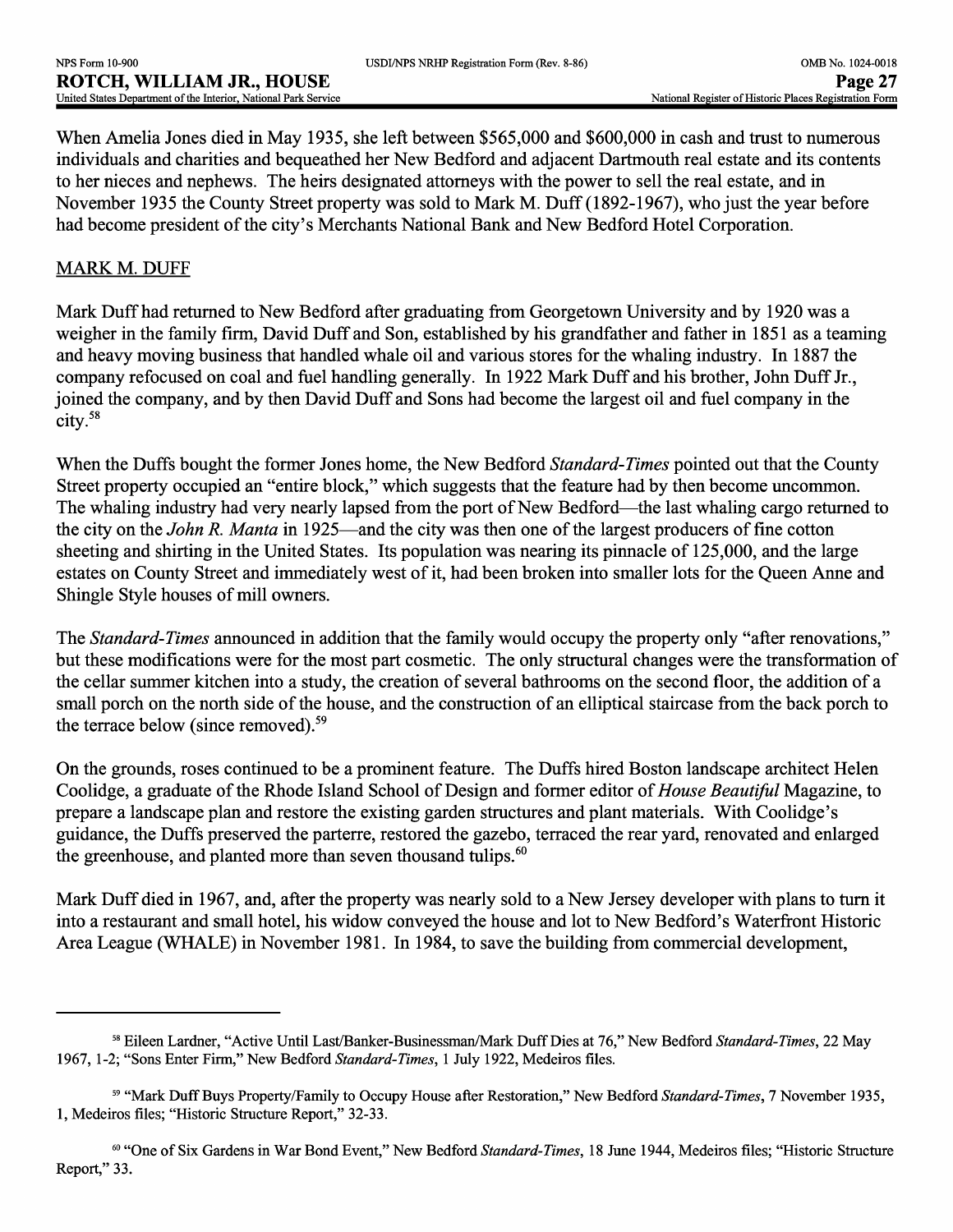When Amelia Jones died in May 1935, she left between $565,000 and $600,000 in cash and trust to numerous individuals and charities and bequeathed her New Bedford and adjacent Dartmouth real estate and its contents to her nieces and nephews. The heirs designated attorneys with the power to sell the real estate, and in November 1935 the County Street property was sold to Mark M. Duff (1892-1967), who just the year before had become president of the city's Merchants National Bank and New Bedford Hotel Corporation.

## MARK M. DUFF

Mark Duff had returned to New Bedford after graduating from Georgetown University and by 1920 was a weigher in the family firm, David Duff and Son, established by his grandfather and father in 1851 as a teaming and heavy moving business that handled whale oil and various stores for the whaling industry. In 1887 the company refocused on coal and fuel handling generally. In 1922 Mark Duff and his brother, John Duff Jr., joined the company, and by then David Duff and Sons had become the largest oil and fuel company in the city.[58]

When the Duffs bought the former Jones home, the New Bedford *Standard-Times* pointed out that the County Street property occupied an "entire block," which suggests that the feature had by then become uncommon. The whaling industry had very nearly lapsed from the port of New Bedford—the last whaling cargo returned to the city on the *John R. Manta* in 1925—and the city was then one of the largest producers of fine cotton sheeting and shirting in the United States. Its population was nearing its pinnacle of 125,000, and the large estates on County Street and immediately west of it, had been broken into smaller lots for the Queen Anne and Shingle Style houses of mill owners.

The *Standard-Times* announced in addition that the family would occupy the property only "after renovations," but these modifications were for the most part cosmetic. The only structural changes were the transformation of the cellar summer kitchen into a study, the creation of several bathrooms on the second floor, the addition of a small porch on the north side of the house, and the construction of an elliptical staircase from the back porch to the terrace below (since removed).[59]

On the grounds, roses continued to be a prominent feature. The Duffs hired Boston landscape architect Helen Coolidge, a graduate of the Rhode Island School of Design and former editor of *House Beautiful* Magazine, to prepare a landscape plan and restore the existing garden structures and plant materials. With Coolidge's guidance, the Duffs preserved the parterre, restored the gazebo, terraced the rear yard, renovated and enlarged the greenhouse, and planted more than seven thousand tulips.[60]

Mark Duff died in 1967, and, after the property was nearly sold to a New Jersey developer with plans to turn it into a restaurant and small hotel, his widow conveyed the house and lot to New Bedford's Waterfront Historic Area League (WHALE) in November 1981. In 1984, to save the building from commercial development,

---

[58] Eileen Lardner, "Active Until Last/Banker-Businessman/Mark Duff Dies at 76," New Bedford *Standard-Times*, 22 May 1967, 1-2; "Sons Enter Firm," New Bedford *Standard-Times*, 1 July 1922, Medeiros files.

[59] "Mark Duff Buys Property/Family to Occupy House after Restoration," New Bedford *Standard-Times*, 7 November 1935, 1, Medeiros files; "Historic Structure Report," 32-33.

[60] "One of Six Gardens in War Bond Event," New Bedford *Standard-Times*, 18 June 1944, Medeiros files; "Historic Structure Report," 33.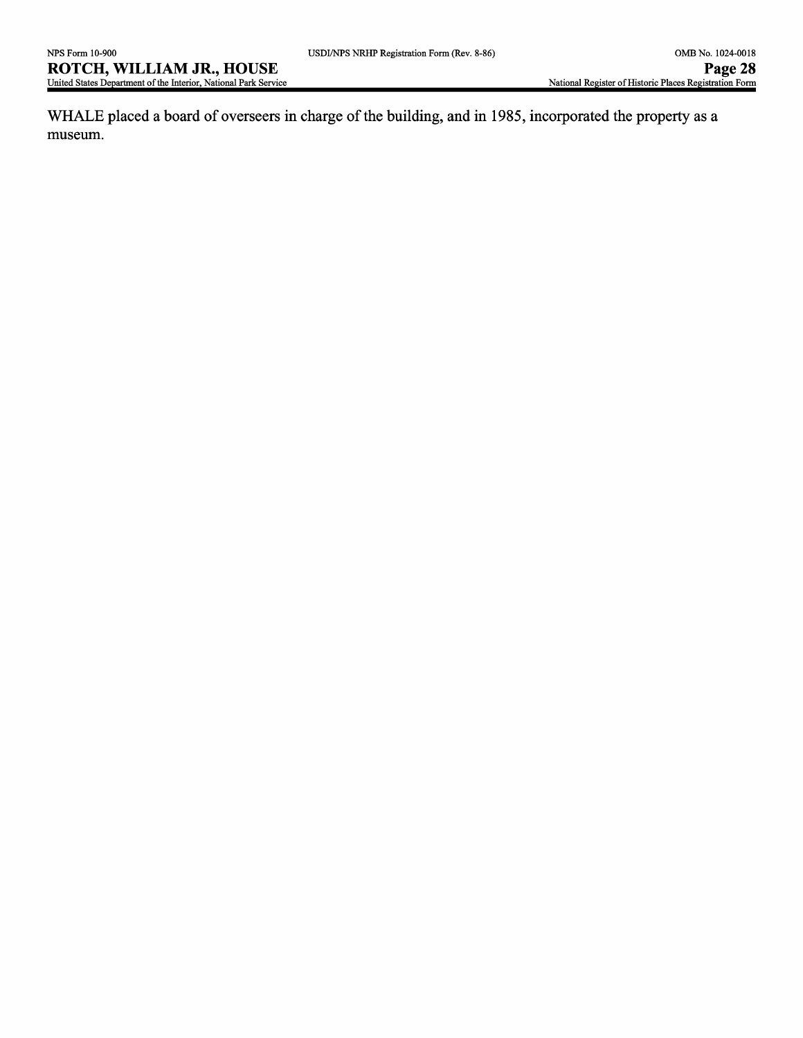WHALE placed a board of overseers in charge of the building, and in 1985, incorporated the property as a museum.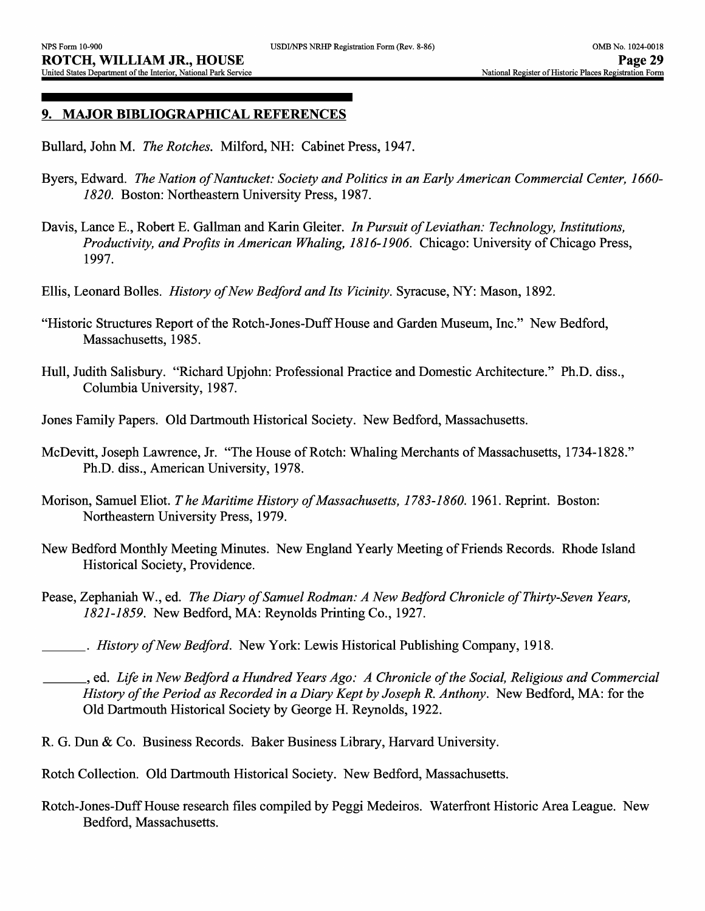## 9. MAJOR BIBLIOGRAPHICAL REFERENCES

Bullard, John M. *The Rotches.* Milford, NH: Cabinet Press, 1947.

Byers, Edward. *The Nation of Nantucket: Society and Politics in an Early American Commercial Center, 1660-1820.* Boston: Northeastern University Press, 1987.

Davis, Lance E., Robert E. Gallman and Karin Gleiter. *In Pursuit of Leviathan: Technology, Institutions, Productivity, and Profits in American Whaling, 1816-1906.* Chicago: University of Chicago Press, 1997.

Ellis, Leonard Bolles. *History of New Bedford and Its Vicinity.* Syracuse, NY: Mason, 1892.

"Historic Structures Report of the Rotch-Jones-Duff House and Garden Museum, Inc." New Bedford, Massachusetts, 1985.

Hull, Judith Salisbury. "Richard Upjohn: Professional Practice and Domestic Architecture." Ph.D. diss., Columbia University, 1987.

Jones Family Papers. Old Dartmouth Historical Society. New Bedford, Massachusetts.

McDevitt, Joseph Lawrence, Jr. "The House of Rotch: Whaling Merchants of Massachusetts, 1734-1828." Ph.D. diss., American University, 1978.

Morison, Samuel Eliot. *T he Maritime History of Massachusetts, 1783-1860.* 1961. Reprint. Boston: Northeastern University Press, 1979.

New Bedford Monthly Meeting Minutes. New England Yearly Meeting of Friends Records. Rhode Island Historical Society, Providence.

Pease, Zephaniah W., ed. *The Diary of Samuel Rodman: A New Bedford Chronicle of Thirty-Seven Years, 1821-1859.* New Bedford, MA: Reynolds Printing Co., 1927.

______. *History of New Bedford.* New York: Lewis Historical Publishing Company, 1918.

______, ed. *Life in New Bedford a Hundred Years Ago: A Chronicle of the Social, Religious and Commercial History of the Period as Recorded in a Diary Kept by Joseph R. Anthony.* New Bedford, MA: for the Old Dartmouth Historical Society by George H. Reynolds, 1922.

R. G. Dun & Co. Business Records. Baker Business Library, Harvard University.

Rotch Collection. Old Dartmouth Historical Society. New Bedford, Massachusetts.

Rotch-Jones-Duff House research files compiled by Peggi Medeiros. Waterfront Historic Area League. New Bedford, Massachusetts.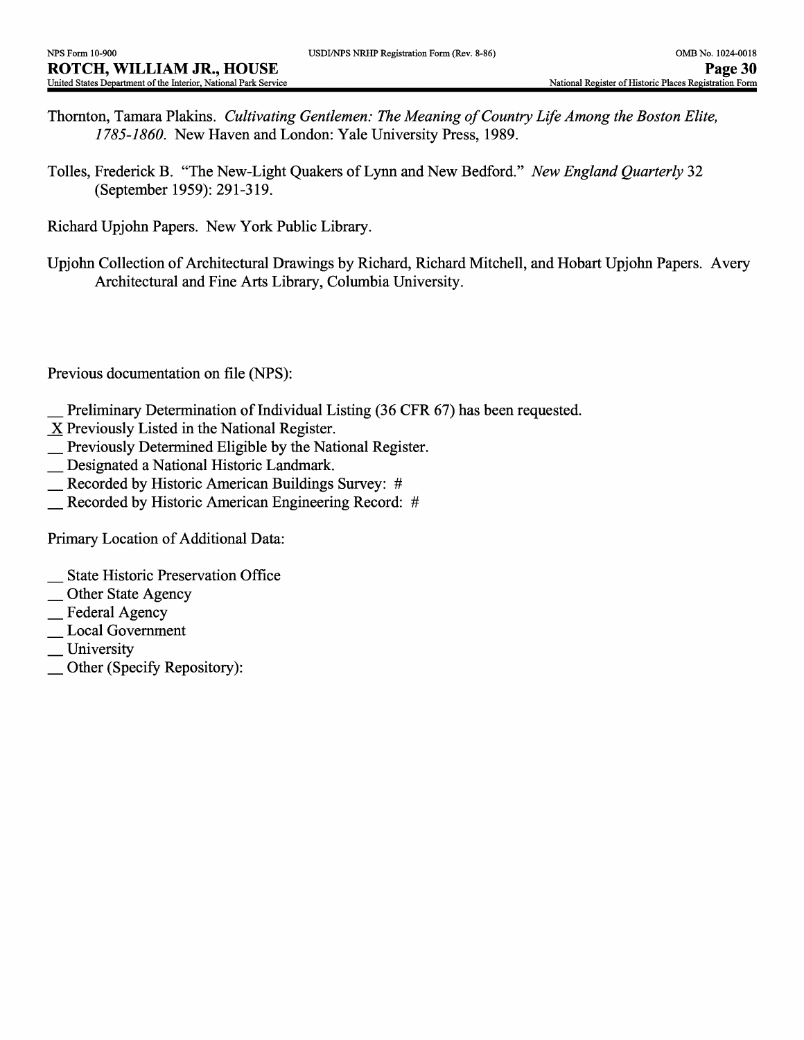Thornton, Tamara Plakins. *Cultivating Gentlemen: The Meaning of Country Life Among the Boston Elite, 1785-1860*. New Haven and London: Yale University Press, 1989.

Tolles, Frederick B. "The New-Light Quakers of Lynn and New Bedford." *New England Quarterly* 32 (September 1959): 291-319.

Richard Upjohn Papers. New York Public Library.

Upjohn Collection of Architectural Drawings by Richard, Richard Mitchell, and Hobart Upjohn Papers. Avery Architectural and Fine Arts Library, Columbia University.

Previous documentation on file (NPS):

__ Preliminary Determination of Individual Listing (36 CFR 67) has been requested.
_X_ Previously Listed in the National Register.
__ Previously Determined Eligible by the National Register.
__ Designated a National Historic Landmark.
__ Recorded by Historic American Buildings Survey: #
__ Recorded by Historic American Engineering Record: #

Primary Location of Additional Data:

__ State Historic Preservation Office
__ Other State Agency
__ Federal Agency
__ Local Government
__ University
__ Other (Specify Repository):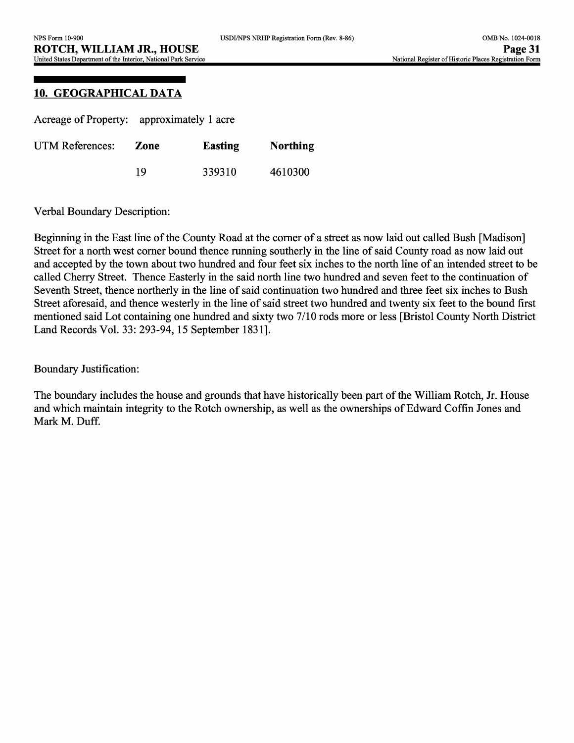## 10. GEOGRAPHICAL DATA

Acreage of Property: approximately 1 acre

| UTM References: | Zone | Easting | Northing |
|---|---|---|---|
| | 19 | 339310 | 4610300 |

Verbal Boundary Description:

Beginning in the East line of the County Road at the corner of a street as now laid out called Bush [Madison] Street for a north west corner bound thence running southerly in the line of said County road as now laid out and accepted by the town about two hundred and four feet six inches to the north line of an intended street to be called Cherry Street. Thence Easterly in the said north line two hundred and seven feet to the continuation of Seventh Street, thence northerly in the line of said continuation two hundred and three feet six inches to Bush Street aforesaid, and thence westerly in the line of said street two hundred and twenty six feet to the bound first mentioned said Lot containing one hundred and sixty two 7/10 rods more or less [Bristol County North District Land Records Vol. 33: 293-94, 15 September 1831].

Boundary Justification:

The boundary includes the house and grounds that have historically been part of the William Rotch, Jr. House and which maintain integrity to the Rotch ownership, as well as the ownerships of Edward Coffin Jones and Mark M. Duff.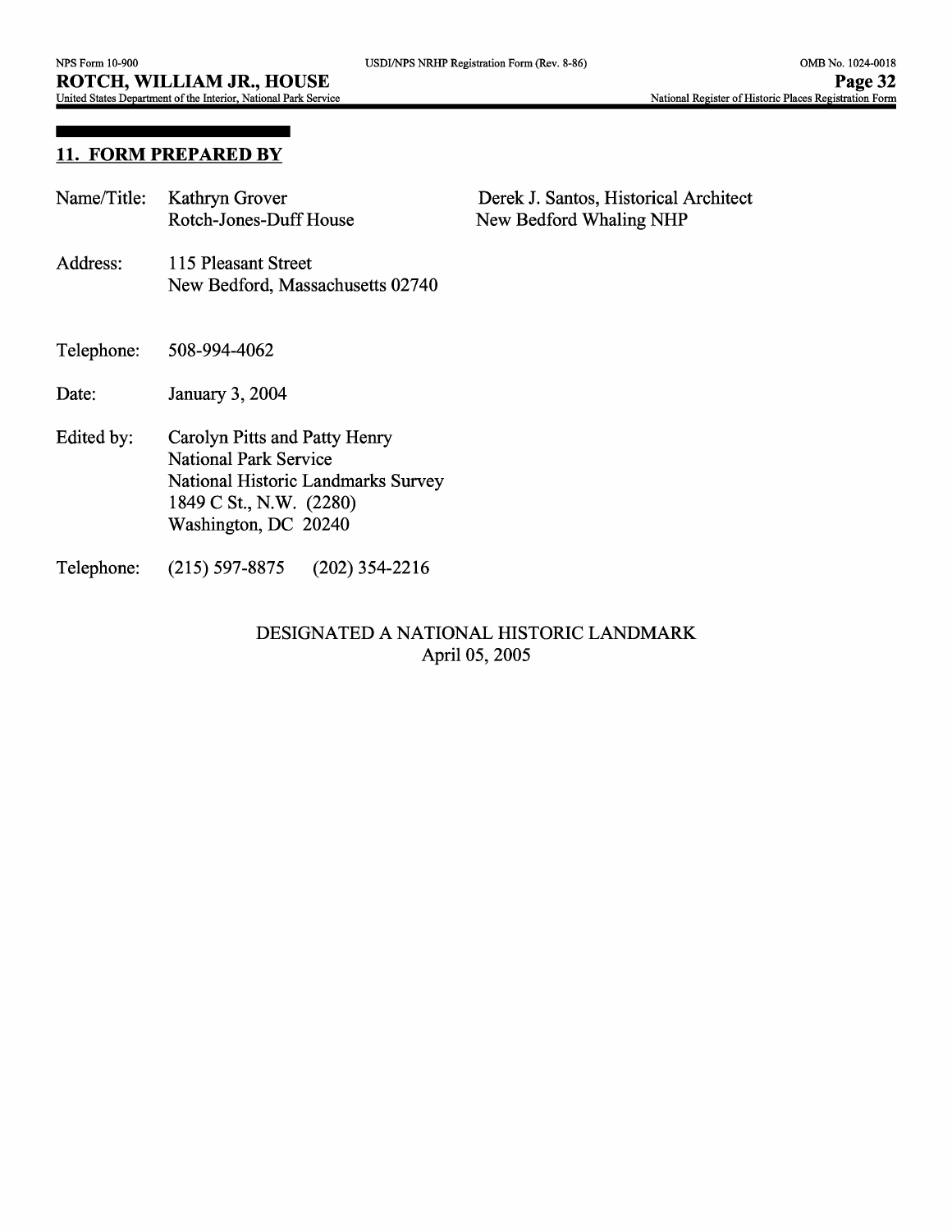## 11. FORM PREPARED BY

Name/Title: Kathryn Grover
Rotch-Jones-Duff House

Derek J. Santos, Historical Architect
New Bedford Whaling NHP

Address: 115 Pleasant Street
New Bedford, Massachusetts 02740

Telephone: 508-994-4062

Date: January 3, 2004

Edited by: Carolyn Pitts and Patty Henry
National Park Service
National Historic Landmarks Survey
1849 C St., N.W. (2280)
Washington, DC 20240

Telephone: (215) 597-8875 (202) 354-2216

DESIGNATED A NATIONAL HISTORIC LANDMARK
April 05, 2005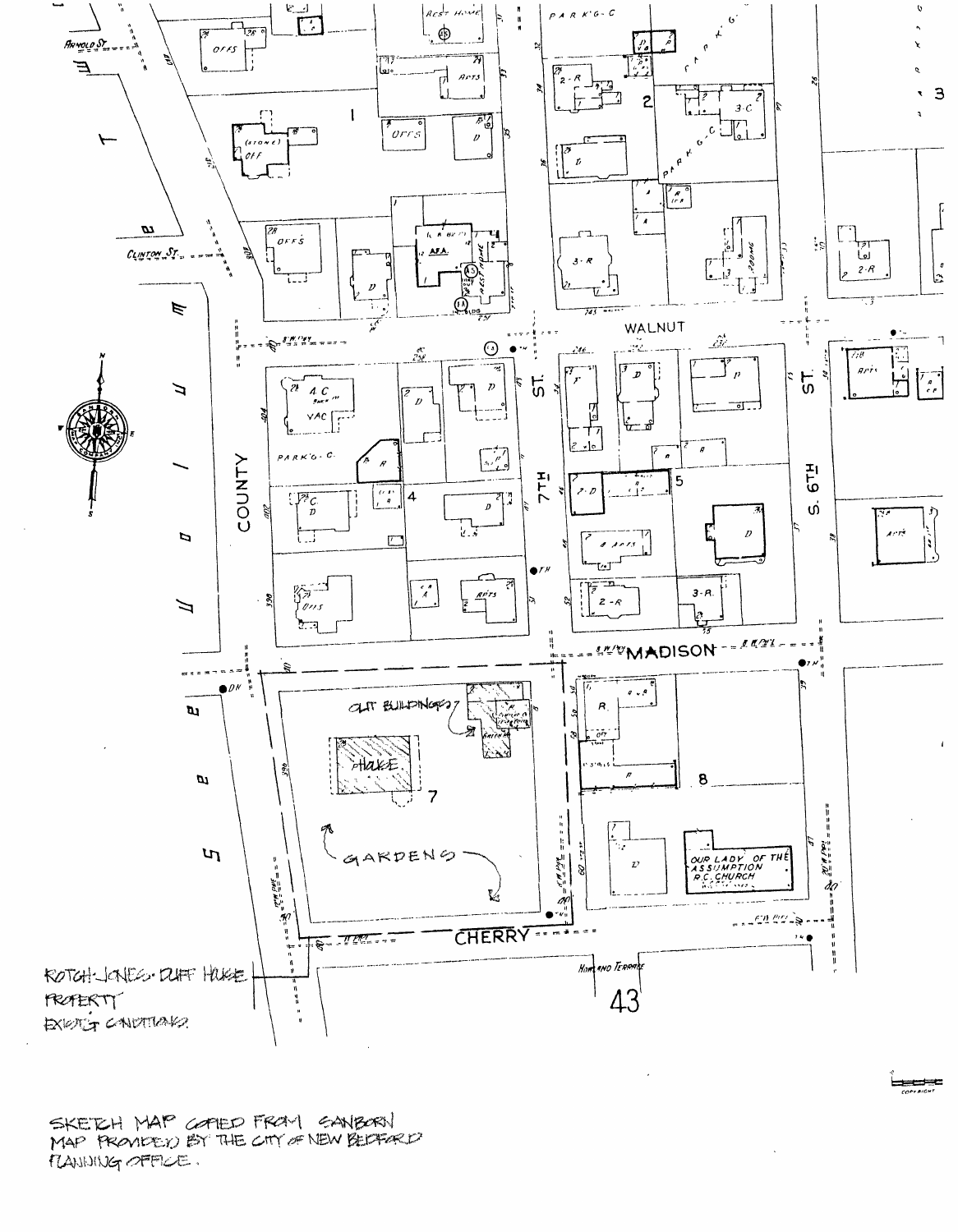ROTCH-JONES-DUFF HOUSE PROPERTY
EXISTG CONDITIONS

SKETCH MAP COPIED FROM SANBORN MAP PROVIDED BY THE CITY OF NEW BEDFORD PLANNING OFFICE.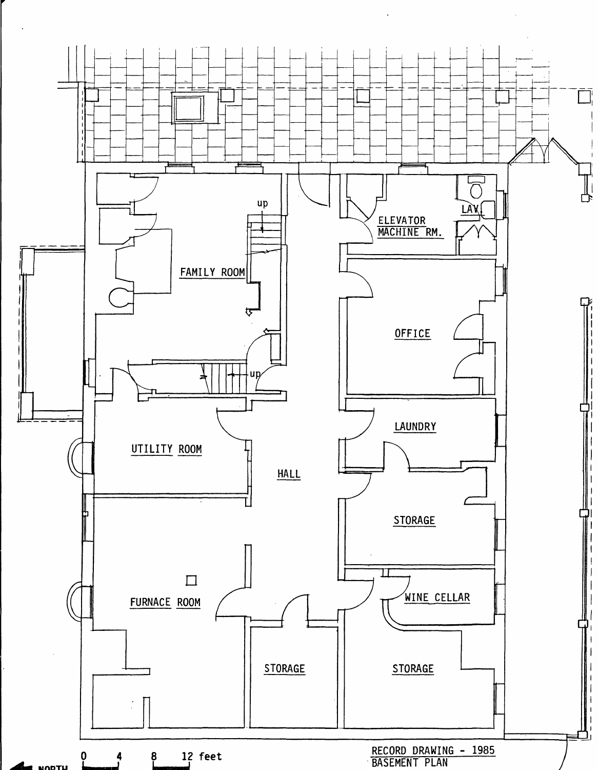FAMILY ROOM

up

up

ELEVATOR MACHINE RM.

LAV.

OFFICE

LAUNDRY

UTILITY ROOM

HALL

STORAGE

FURNACE ROOM

WINE CELLAR

STORAGE

STORAGE

NORTH

0 4 8 12 feet

RECORD DRAWING - 1985

BASEMENT PLAN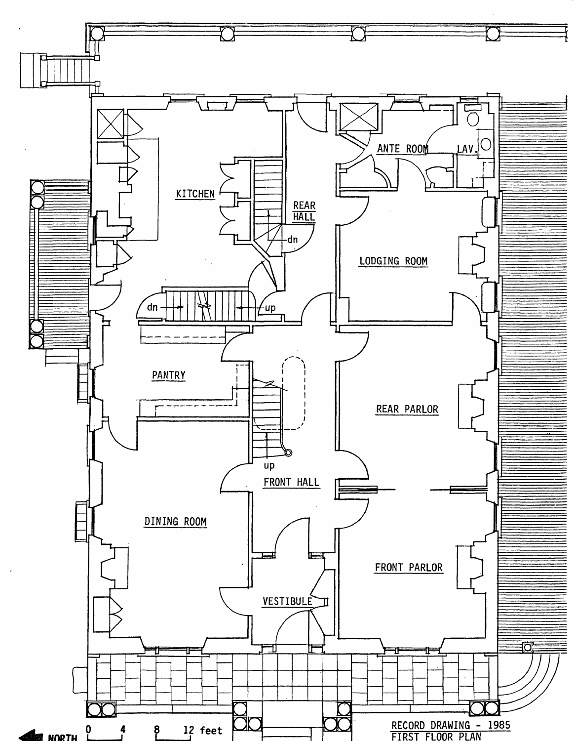KITCHEN

REAR HALL

ANTE ROOM

LAV.

LODGING ROOM

dn

up

PANTRY

REAR PARLOR

FRONT HALL

DINING ROOM

FRONT PARLOR

VESTIBULE

NORTH

0 4 8 12 feet

RECORD DRAWING - 1985
FIRST FLOOR PLAN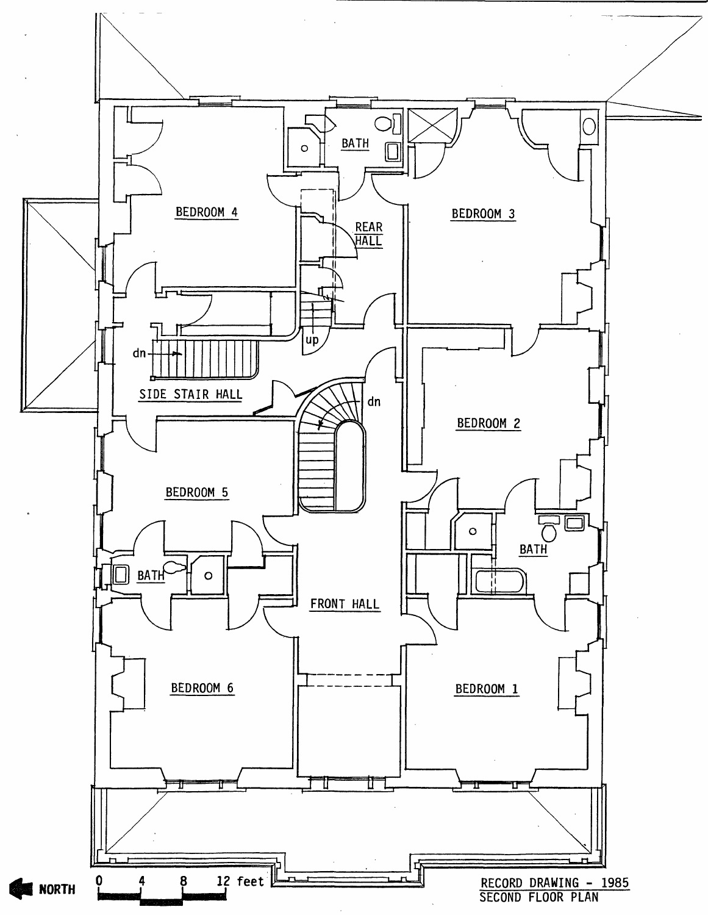BEDROOM 4

BATH

REAR HALL

BEDROOM 3

up

dn

SIDE STAIR HALL

dn

BEDROOM 2

BEDROOM 5

BATH

BATH

FRONT HALL

BEDROOM 6

BEDROOM 1

NORTH

0 4 8 12 feet

RECORD DRAWING - 1985
SECOND FLOOR PLAN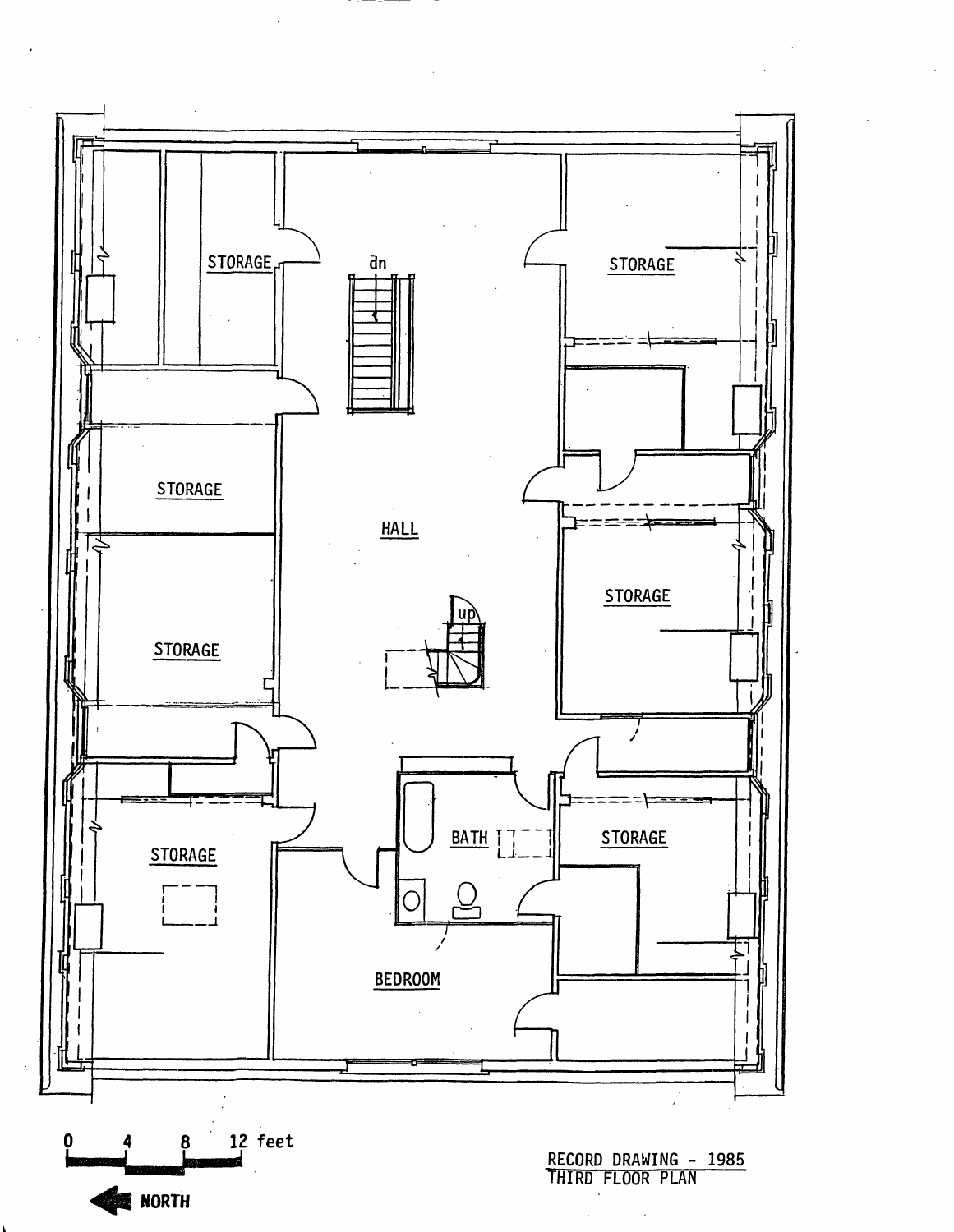STORAGE

dn

STORAGE

STORAGE

HALL

STORAGE

STORAGE

up

STORAGE

BATH

STORAGE

BEDROOM

0 4 8 12 feet

NORTH

RECORD DRAWING - 1985
THIRD FLOOR PLAN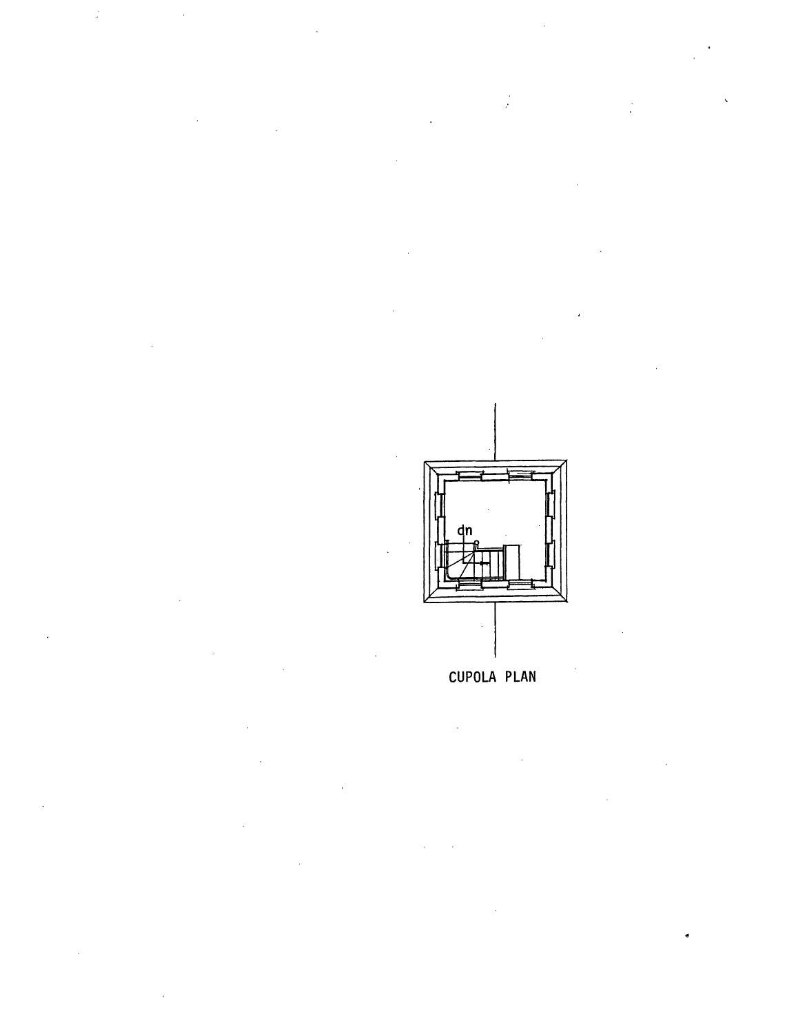dn

CUPOLA PLAN